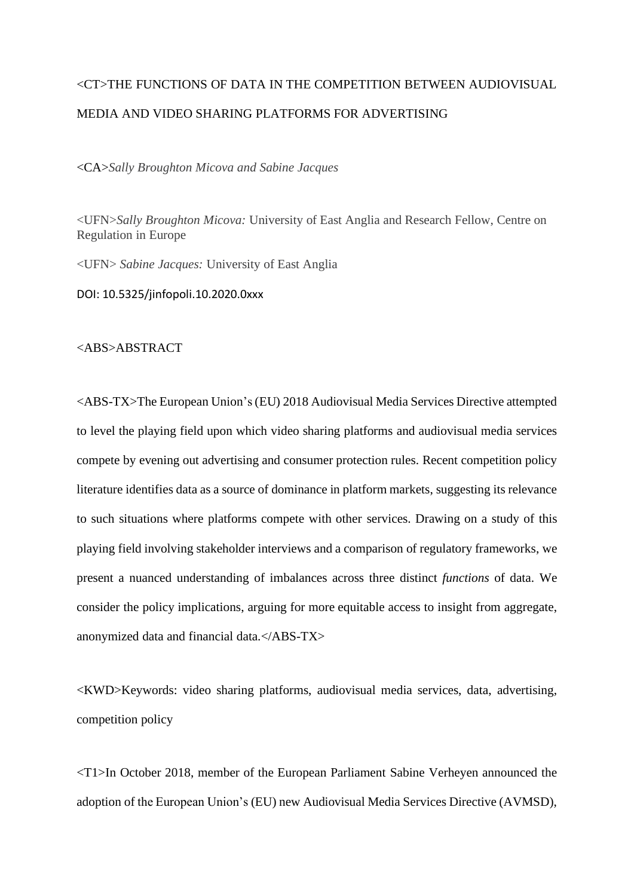<CT>THE FUNCTIONS OF DATA IN THE COMPETITION BETWEEN AUDIOVISUAL MEDIA AND VIDEO SHARING PLATFORMS FOR ADVERTISING

<CA>*Sally Broughton Micova and Sabine Jacques*

<UFN>*Sally Broughton Micova:* University of East Anglia and Research Fellow, Centre on Regulation in Europe

<UFN> *Sabine Jacques:* University of East Anglia

DOI: 10.5325/jinfopoli.10.2020.0xxx

<ABS>ABSTRACT

<ABS-TX>The European Union's (EU) 2018 Audiovisual Media Services Directive attempted to level the playing field upon which video sharing platforms and audiovisual media services compete by evening out advertising and consumer protection rules. Recent competition policy literature identifies data as a source of dominance in platform markets, suggesting its relevance to such situations where platforms compete with other services. Drawing on a study of this playing field involving stakeholder interviews and a comparison of regulatory frameworks, we present a nuanced understanding of imbalances across three distinct *functions* of data. We consider the policy implications, arguing for more equitable access to insight from aggregate, anonymized data and financial data.</ABS-TX>

<KWD>Keywords: video sharing platforms, audiovisual media services, data, advertising, competition policy

<T1>In October 2018, member of the European Parliament Sabine Verheyen announced the adoption of the European Union's (EU) new Audiovisual Media Services Directive (AVMSD),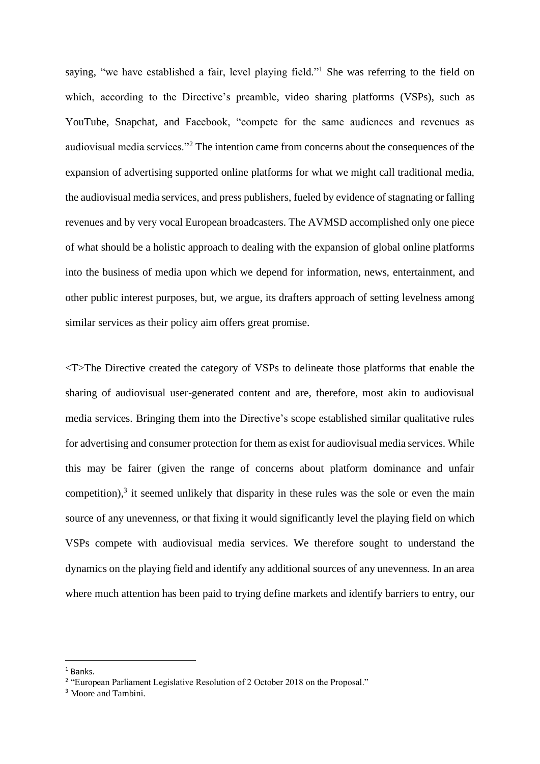saying, "we have established a fair, level playing field."[1] She was referring to the field on which, according to the Directive's preamble, video sharing platforms (VSPs), such as YouTube, Snapchat, and Facebook, "compete for the same audiences and revenues as audiovisual media services."[2] The intention came from concerns about the consequences of the expansion of advertising supported online platforms for what we might call traditional media, the audiovisual media services, and press publishers, fueled by evidence of stagnating or falling revenues and by very vocal European broadcasters. The AVMSD accomplished only one piece of what should be a holistic approach to dealing with the expansion of global online platforms into the business of media upon which we depend for information, news, entertainment, and other public interest purposes, but, we argue, its drafters approach of setting levelness among similar services as their policy aim offers great promise.

<T>The Directive created the category of VSPs to delineate those platforms that enable the sharing of audiovisual user-generated content and are, therefore, most akin to audiovisual media services. Bringing them into the Directive's scope established similar qualitative rules for advertising and consumer protection for them as exist for audiovisual media services. While this may be fairer (given the range of concerns about platform dominance and unfair competition),[3] it seemed unlikely that disparity in these rules was the sole or even the main source of any unevenness, or that fixing it would significantly level the playing field on which VSPs compete with audiovisual media services. We therefore sought to understand the dynamics on the playing field and identify any additional sources of any unevenness. In an area where much attention has been paid to trying define markets and identify barriers to entry, our

[1] Banks.

[2] "European Parliament Legislative Resolution of 2 October 2018 on the Proposal."

[3] Moore and Tambini.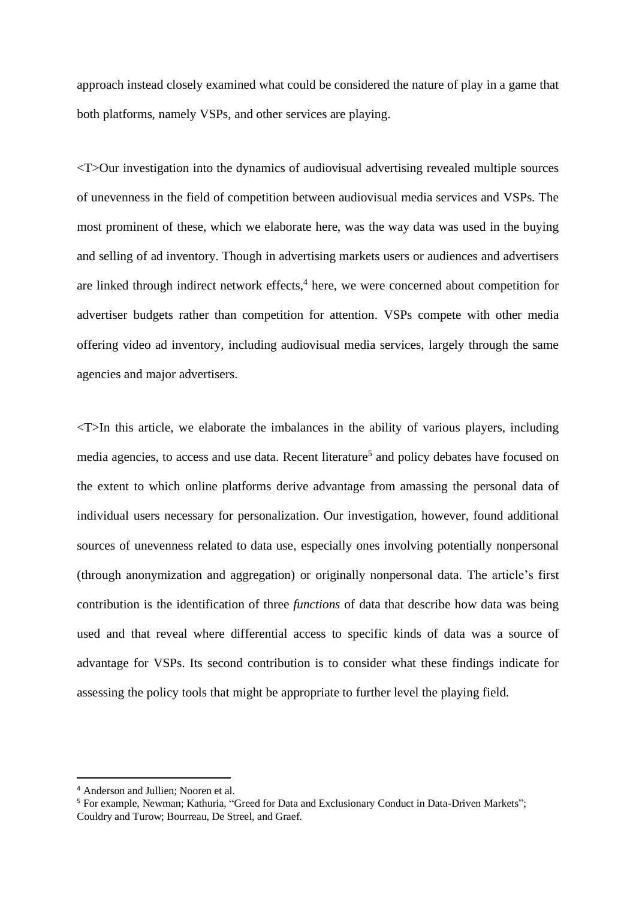approach instead closely examined what could be considered the nature of play in a game that both platforms, namely VSPs, and other services are playing.

<T>Our investigation into the dynamics of audiovisual advertising revealed multiple sources of unevenness in the field of competition between audiovisual media services and VSPs. The most prominent of these, which we elaborate here, was the way data was used in the buying and selling of ad inventory. Though in advertising markets users or audiences and advertisers are linked through indirect network effects,[4] here, we were concerned about competition for advertiser budgets rather than competition for attention. VSPs compete with other media offering video ad inventory, including audiovisual media services, largely through the same agencies and major advertisers.

<T>In this article, we elaborate the imbalances in the ability of various players, including media agencies, to access and use data. Recent literature[5] and policy debates have focused on the extent to which online platforms derive advantage from amassing the personal data of individual users necessary for personalization. Our investigation, however, found additional sources of unevenness related to data use, especially ones involving potentially nonpersonal (through anonymization and aggregation) or originally nonpersonal data. The article's first contribution is the identification of three *functions* of data that describe how data was being used and that reveal where differential access to specific kinds of data was a source of advantage for VSPs. Its second contribution is to consider what these findings indicate for assessing the policy tools that might be appropriate to further level the playing field.

---

[4] Anderson and Jullien; Nooren et al.

[5] For example, Newman; Kathuria, "Greed for Data and Exclusionary Conduct in Data-Driven Markets"; Couldry and Turow; Bourreau, De Streel, and Graef.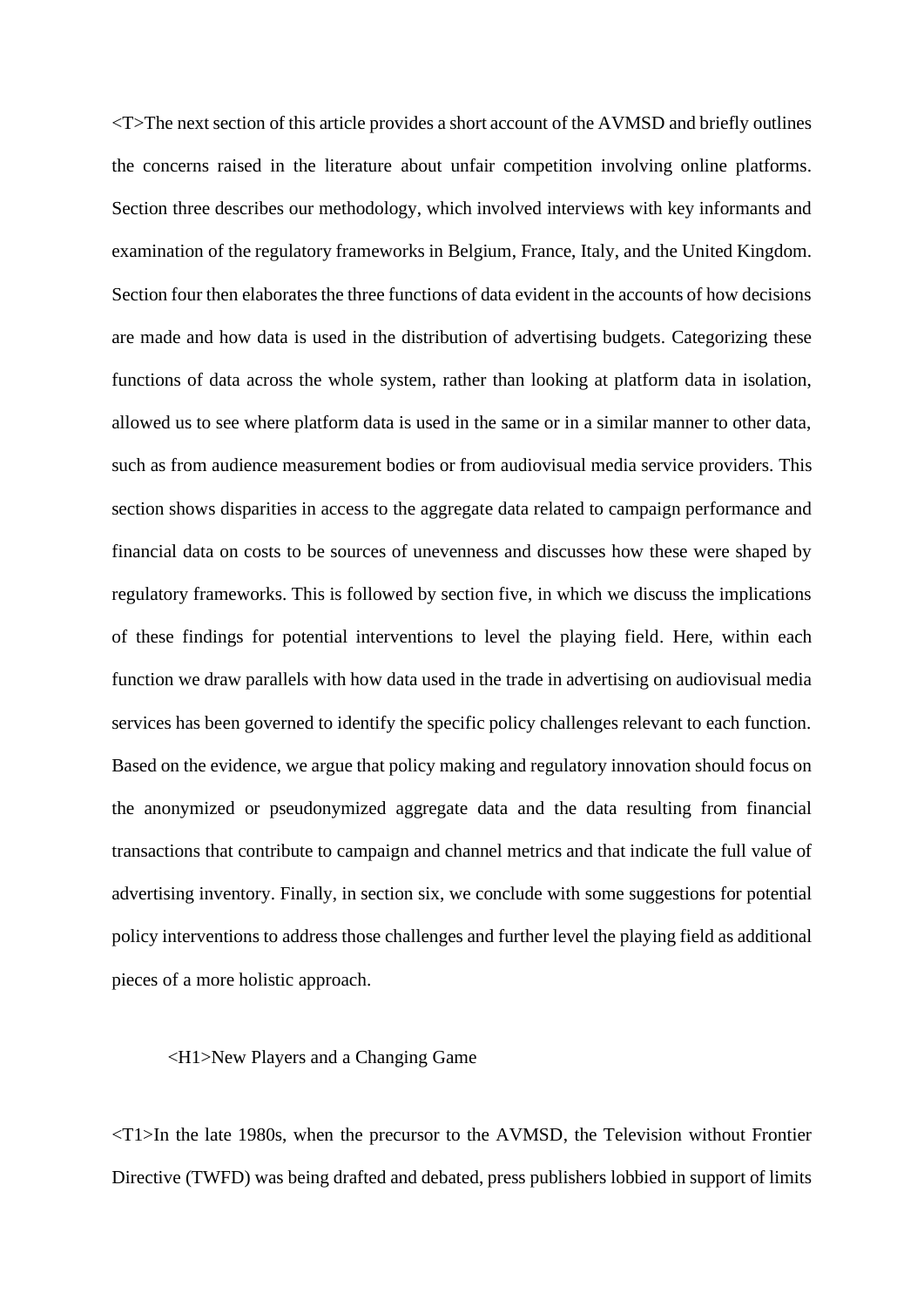<T>The next section of this article provides a short account of the AVMSD and briefly outlines the concerns raised in the literature about unfair competition involving online platforms. Section three describes our methodology, which involved interviews with key informants and examination of the regulatory frameworks in Belgium, France, Italy, and the United Kingdom. Section four then elaborates the three functions of data evident in the accounts of how decisions are made and how data is used in the distribution of advertising budgets. Categorizing these functions of data across the whole system, rather than looking at platform data in isolation, allowed us to see where platform data is used in the same or in a similar manner to other data, such as from audience measurement bodies or from audiovisual media service providers. This section shows disparities in access to the aggregate data related to campaign performance and financial data on costs to be sources of unevenness and discusses how these were shaped by regulatory frameworks. This is followed by section five, in which we discuss the implications of these findings for potential interventions to level the playing field. Here, within each function we draw parallels with how data used in the trade in advertising on audiovisual media services has been governed to identify the specific policy challenges relevant to each function. Based on the evidence, we argue that policy making and regulatory innovation should focus on the anonymized or pseudonymized aggregate data and the data resulting from financial transactions that contribute to campaign and channel metrics and that indicate the full value of advertising inventory. Finally, in section six, we conclude with some suggestions for potential policy interventions to address those challenges and further level the playing field as additional pieces of a more holistic approach.

<H1>New Players and a Changing Game

<T1>In the late 1980s, when the precursor to the AVMSD, the Television without Frontier Directive (TWFD) was being drafted and debated, press publishers lobbied in support of limits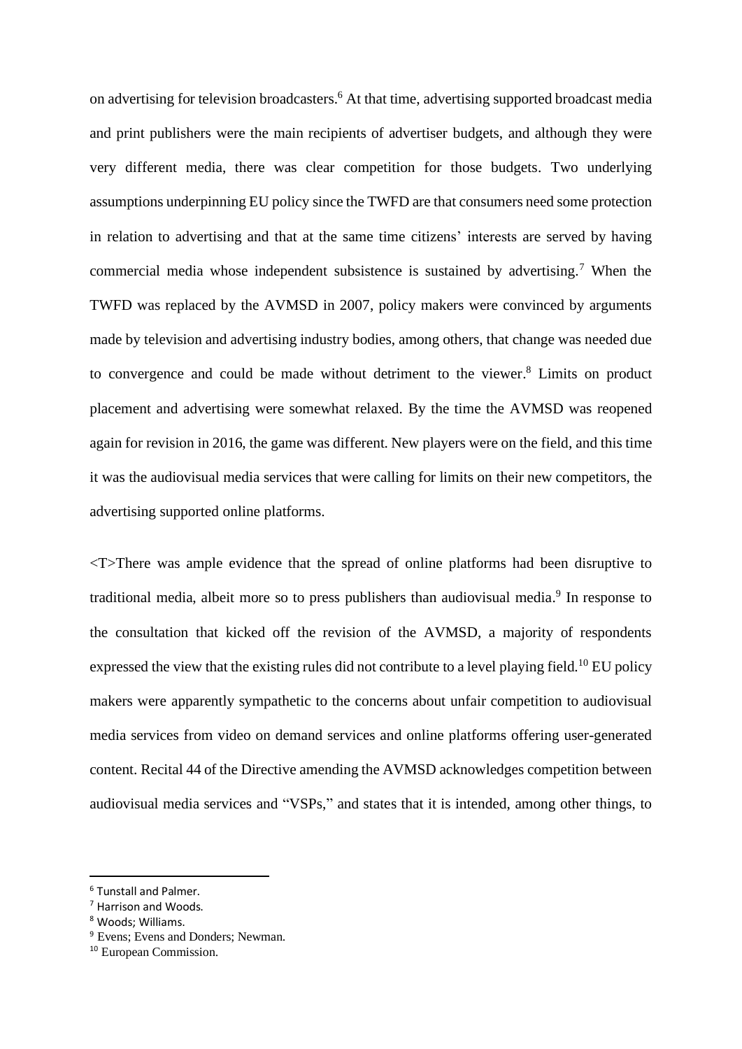on advertising for television broadcasters.[6] At that time, advertising supported broadcast media and print publishers were the main recipients of advertiser budgets, and although they were very different media, there was clear competition for those budgets. Two underlying assumptions underpinning EU policy since the TWFD are that consumers need some protection in relation to advertising and that at the same time citizens' interests are served by having commercial media whose independent subsistence is sustained by advertising.[7] When the TWFD was replaced by the AVMSD in 2007, policy makers were convinced by arguments made by television and advertising industry bodies, among others, that change was needed due to convergence and could be made without detriment to the viewer.[8] Limits on product placement and advertising were somewhat relaxed. By the time the AVMSD was reopened again for revision in 2016, the game was different. New players were on the field, and this time it was the audiovisual media services that were calling for limits on their new competitors, the advertising supported online platforms.

<T>There was ample evidence that the spread of online platforms had been disruptive to traditional media, albeit more so to press publishers than audiovisual media.[9] In response to the consultation that kicked off the revision of the AVMSD, a majority of respondents expressed the view that the existing rules did not contribute to a level playing field.[10] EU policy makers were apparently sympathetic to the concerns about unfair competition to audiovisual media services from video on demand services and online platforms offering user-generated content. Recital 44 of the Directive amending the AVMSD acknowledges competition between audiovisual media services and "VSPs," and states that it is intended, among other things, to

---

[6] Tunstall and Palmer.

[7] Harrison and Woods.

[8] Woods; Williams.

[9] Evens; Evens and Donders; Newman.

[10] European Commission.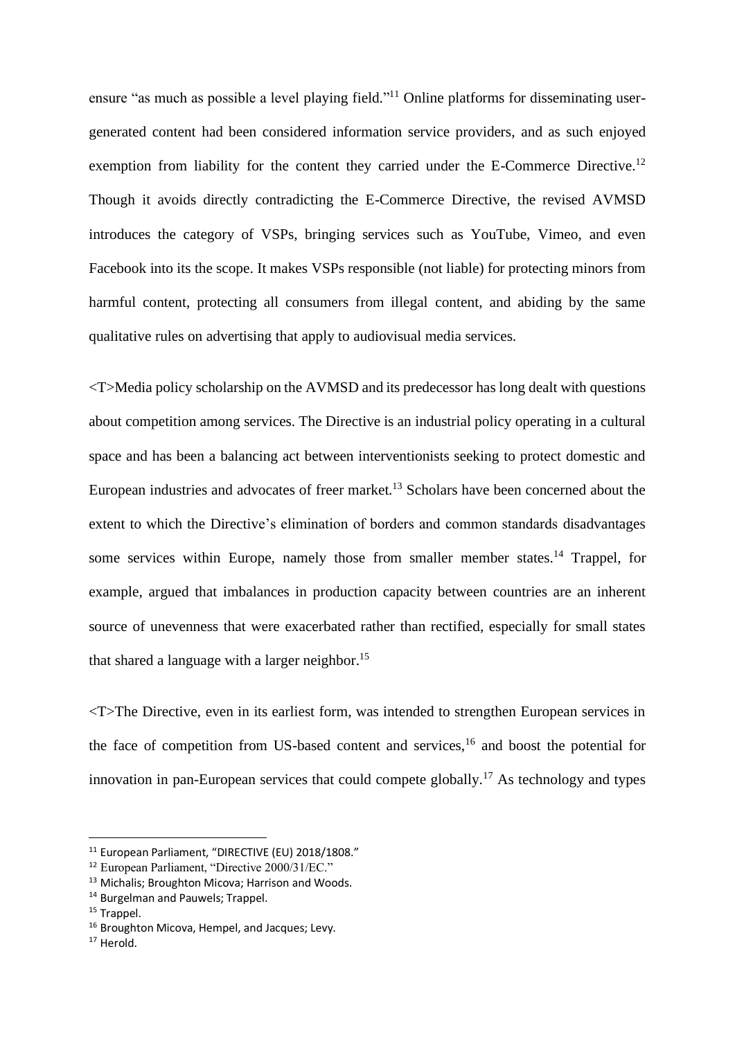ensure "as much as possible a level playing field."[11] Online platforms for disseminating user-generated content had been considered information service providers, and as such enjoyed exemption from liability for the content they carried under the E-Commerce Directive.[12] Though it avoids directly contradicting the E-Commerce Directive, the revised AVMSD introduces the category of VSPs, bringing services such as YouTube, Vimeo, and even Facebook into its the scope. It makes VSPs responsible (not liable) for protecting minors from harmful content, protecting all consumers from illegal content, and abiding by the same qualitative rules on advertising that apply to audiovisual media services.

<T>Media policy scholarship on the AVMSD and its predecessor has long dealt with questions about competition among services. The Directive is an industrial policy operating in a cultural space and has been a balancing act between interventionists seeking to protect domestic and European industries and advocates of freer market.[13] Scholars have been concerned about the extent to which the Directive's elimination of borders and common standards disadvantages some services within Europe, namely those from smaller member states.[14] Trappel, for example, argued that imbalances in production capacity between countries are an inherent source of unevenness that were exacerbated rather than rectified, especially for small states that shared a language with a larger neighbor.[15]

<T>The Directive, even in its earliest form, was intended to strengthen European services in the face of competition from US-based content and services,[16] and boost the potential for innovation in pan-European services that could compete globally.[17] As technology and types

---

[11] European Parliament, "DIRECTIVE (EU) 2018/1808."

[12] European Parliament, "Directive 2000/31/EC."

[13] Michalis; Broughton Micova; Harrison and Woods.

[14] Burgelman and Pauwels; Trappel.

[15] Trappel.

[16] Broughton Micova, Hempel, and Jacques; Levy.

[17] Herold.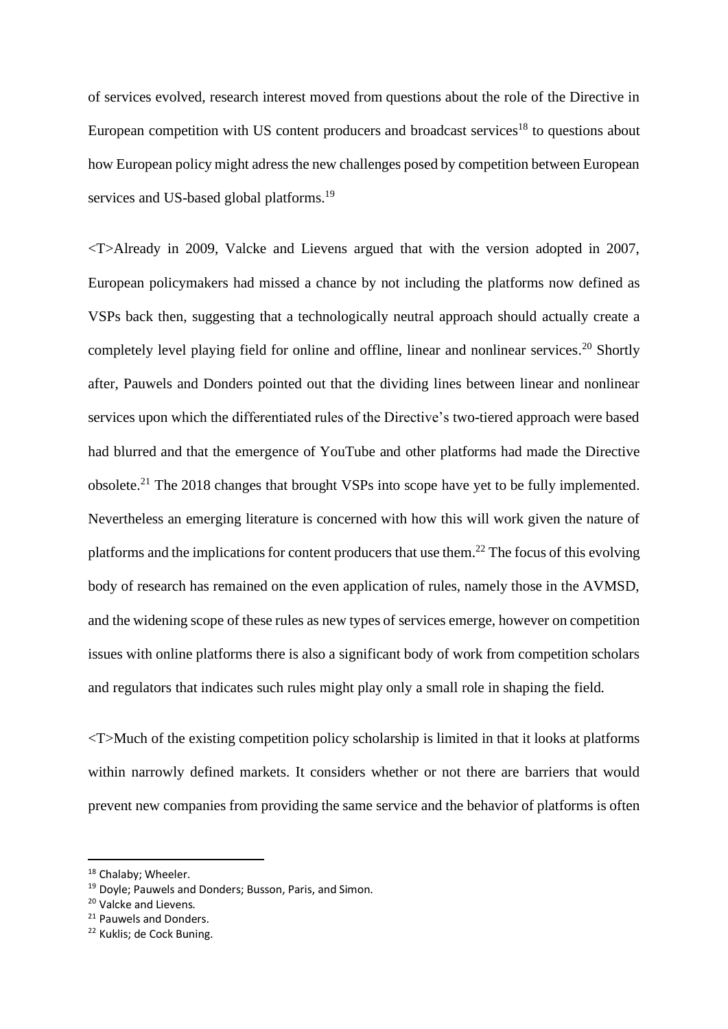of services evolved, research interest moved from questions about the role of the Directive in European competition with US content producers and broadcast services[18] to questions about how European policy might adress the new challenges posed by competition between European services and US-based global platforms.[19]

<T>Already in 2009, Valcke and Lievens argued that with the version adopted in 2007, European policymakers had missed a chance by not including the platforms now defined as VSPs back then, suggesting that a technologically neutral approach should actually create a completely level playing field for online and offline, linear and nonlinear services.[20] Shortly after, Pauwels and Donders pointed out that the dividing lines between linear and nonlinear services upon which the differentiated rules of the Directive's two-tiered approach were based had blurred and that the emergence of YouTube and other platforms had made the Directive obsolete.[21] The 2018 changes that brought VSPs into scope have yet to be fully implemented. Nevertheless an emerging literature is concerned with how this will work given the nature of platforms and the implications for content producers that use them.[22] The focus of this evolving body of research has remained on the even application of rules, namely those in the AVMSD, and the widening scope of these rules as new types of services emerge, however on competition issues with online platforms there is also a significant body of work from competition scholars and regulators that indicates such rules might play only a small role in shaping the field.

<T>Much of the existing competition policy scholarship is limited in that it looks at platforms within narrowly defined markets. It considers whether or not there are barriers that would prevent new companies from providing the same service and the behavior of platforms is often

---

[18] Chalaby; Wheeler.

[19] Doyle; Pauwels and Donders; Busson, Paris, and Simon.

[20] Valcke and Lievens.

[21] Pauwels and Donders.

[22] Kuklis; de Cock Buning.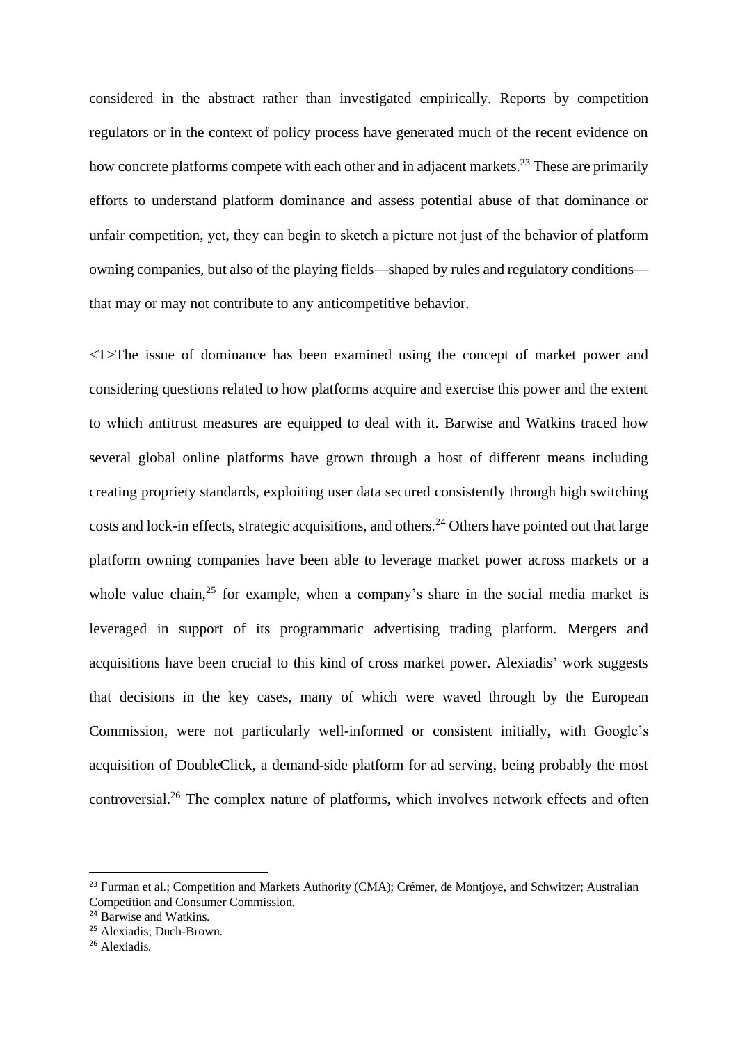considered in the abstract rather than investigated empirically. Reports by competition regulators or in the context of policy process have generated much of the recent evidence on how concrete platforms compete with each other and in adjacent markets.[23] These are primarily efforts to understand platform dominance and assess potential abuse of that dominance or unfair competition, yet, they can begin to sketch a picture not just of the behavior of platform owning companies, but also of the playing fields—shaped by rules and regulatory conditions—that may or may not contribute to any anticompetitive behavior.

<T>The issue of dominance has been examined using the concept of market power and considering questions related to how platforms acquire and exercise this power and the extent to which antitrust measures are equipped to deal with it. Barwise and Watkins traced how several global online platforms have grown through a host of different means including creating propriety standards, exploiting user data secured consistently through high switching costs and lock-in effects, strategic acquisitions, and others.[24] Others have pointed out that large platform owning companies have been able to leverage market power across markets or a whole value chain,[25] for example, when a company's share in the social media market is leveraged in support of its programmatic advertising trading platform. Mergers and acquisitions have been crucial to this kind of cross market power. Alexiadis' work suggests that decisions in the key cases, many of which were waved through by the European Commission, were not particularly well-informed or consistent initially, with Google's acquisition of DoubleClick, a demand-side platform for ad serving, being probably the most controversial.[26] The complex nature of platforms, which involves network effects and often

[23] Furman et al.; Competition and Markets Authority (CMA); Crémer, de Montjoye, and Schwitzer; Australian Competition and Consumer Commission.

[24] Barwise and Watkins.

[25] Alexiadis; Duch-Brown.

[26] Alexiadis.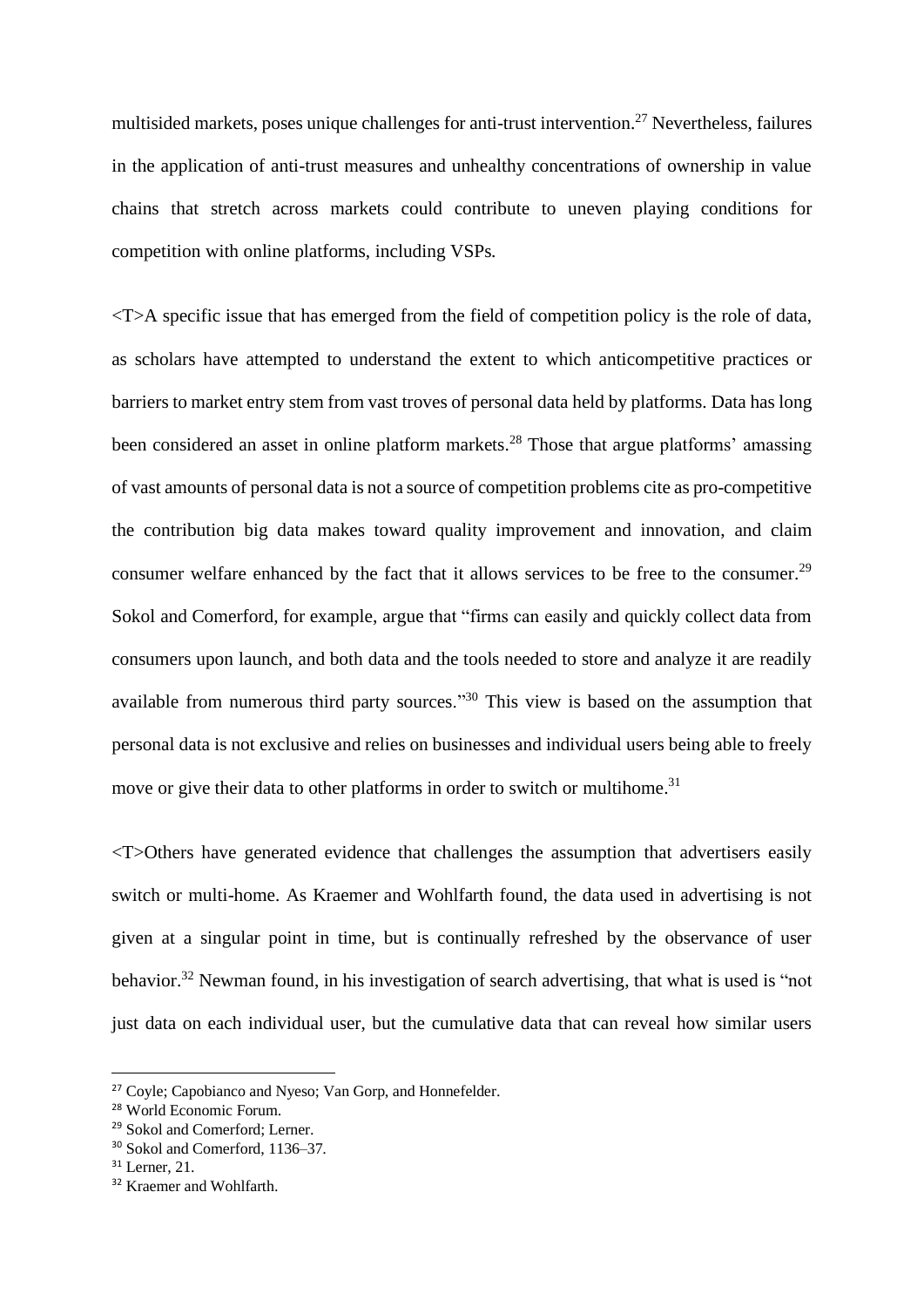multisided markets, poses unique challenges for anti-trust intervention.[27] Nevertheless, failures in the application of anti-trust measures and unhealthy concentrations of ownership in value chains that stretch across markets could contribute to uneven playing conditions for competition with online platforms, including VSPs.

<T>A specific issue that has emerged from the field of competition policy is the role of data, as scholars have attempted to understand the extent to which anticompetitive practices or barriers to market entry stem from vast troves of personal data held by platforms. Data has long been considered an asset in online platform markets.[28] Those that argue platforms' amassing of vast amounts of personal data is not a source of competition problems cite as pro-competitive the contribution big data makes toward quality improvement and innovation, and claim consumer welfare enhanced by the fact that it allows services to be free to the consumer.[29] Sokol and Comerford, for example, argue that "firms can easily and quickly collect data from consumers upon launch, and both data and the tools needed to store and analyze it are readily available from numerous third party sources."[30] This view is based on the assumption that personal data is not exclusive and relies on businesses and individual users being able to freely move or give their data to other platforms in order to switch or multihome.[31]

<T>Others have generated evidence that challenges the assumption that advertisers easily switch or multi-home. As Kraemer and Wohlfarth found, the data used in advertising is not given at a singular point in time, but is continually refreshed by the observance of user behavior.[32] Newman found, in his investigation of search advertising, that what is used is "not just data on each individual user, but the cumulative data that can reveal how similar users

---

[27] Coyle; Capobianco and Nyeso; Van Gorp, and Honnefelder.
[28] World Economic Forum.
[29] Sokol and Comerford; Lerner.
[30] Sokol and Comerford, 1136–37.
[31] Lerner, 21.
[32] Kraemer and Wohlfarth.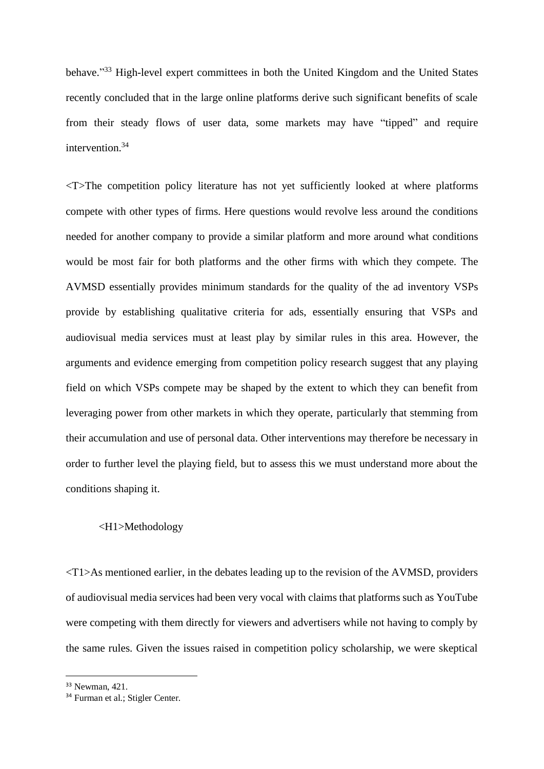behave."[33] High-level expert committees in both the United Kingdom and the United States recently concluded that in the large online platforms derive such significant benefits of scale from their steady flows of user data, some markets may have "tipped" and require intervention.[34]

<T>The competition policy literature has not yet sufficiently looked at where platforms compete with other types of firms. Here questions would revolve less around the conditions needed for another company to provide a similar platform and more around what conditions would be most fair for both platforms and the other firms with which they compete. The AVMSD essentially provides minimum standards for the quality of the ad inventory VSPs provide by establishing qualitative criteria for ads, essentially ensuring that VSPs and audiovisual media services must at least play by similar rules in this area. However, the arguments and evidence emerging from competition policy research suggest that any playing field on which VSPs compete may be shaped by the extent to which they can benefit from leveraging power from other markets in which they operate, particularly that stemming from their accumulation and use of personal data. Other interventions may therefore be necessary in order to further level the playing field, but to assess this we must understand more about the conditions shaping it.

<H1>Methodology

<T1>As mentioned earlier, in the debates leading up to the revision of the AVMSD, providers of audiovisual media services had been very vocal with claims that platforms such as YouTube were competing with them directly for viewers and advertisers while not having to comply by the same rules. Given the issues raised in competition policy scholarship, we were skeptical

---

[33] Newman, 421.

[34] Furman et al.; Stigler Center.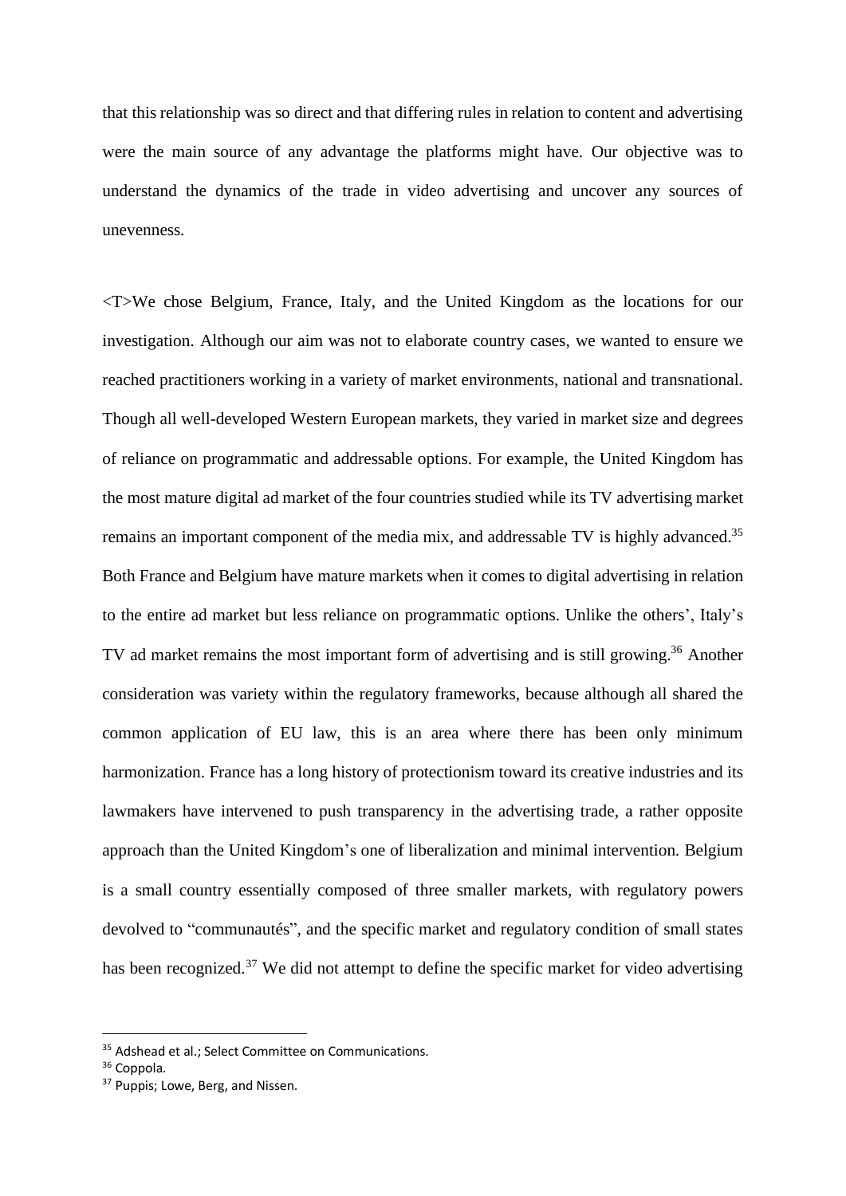that this relationship was so direct and that differing rules in relation to content and advertising were the main source of any advantage the platforms might have. Our objective was to understand the dynamics of the trade in video advertising and uncover any sources of unevenness.

<T>We chose Belgium, France, Italy, and the United Kingdom as the locations for our investigation. Although our aim was not to elaborate country cases, we wanted to ensure we reached practitioners working in a variety of market environments, national and transnational. Though all well-developed Western European markets, they varied in market size and degrees of reliance on programmatic and addressable options. For example, the United Kingdom has the most mature digital ad market of the four countries studied while its TV advertising market remains an important component of the media mix, and addressable TV is highly advanced.[35] Both France and Belgium have mature markets when it comes to digital advertising in relation to the entire ad market but less reliance on programmatic options. Unlike the others', Italy's TV ad market remains the most important form of advertising and is still growing.[36] Another consideration was variety within the regulatory frameworks, because although all shared the common application of EU law, this is an area where there has been only minimum harmonization. France has a long history of protectionism toward its creative industries and its lawmakers have intervened to push transparency in the advertising trade, a rather opposite approach than the United Kingdom's one of liberalization and minimal intervention. Belgium is a small country essentially composed of three smaller markets, with regulatory powers devolved to "communautés", and the specific market and regulatory condition of small states has been recognized.[37] We did not attempt to define the specific market for video advertising

---

[35] Adshead et al.; Select Committee on Communications.

[36] Coppola.

[37] Puppis; Lowe, Berg, and Nissen.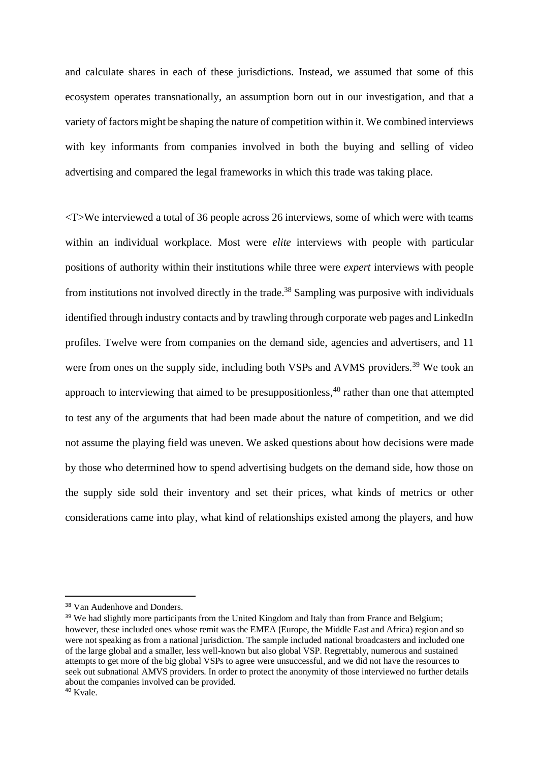and calculate shares in each of these jurisdictions. Instead, we assumed that some of this ecosystem operates transnationally, an assumption born out in our investigation, and that a variety of factors might be shaping the nature of competition within it. We combined interviews with key informants from companies involved in both the buying and selling of video advertising and compared the legal frameworks in which this trade was taking place.

<T>We interviewed a total of 36 people across 26 interviews, some of which were with teams within an individual workplace. Most were *elite* interviews with people with particular positions of authority within their institutions while three were *expert* interviews with people from institutions not involved directly in the trade.[38] Sampling was purposive with individuals identified through industry contacts and by trawling through corporate web pages and LinkedIn profiles. Twelve were from companies on the demand side, agencies and advertisers, and 11 were from ones on the supply side, including both VSPs and AVMS providers.[39] We took an approach to interviewing that aimed to be presuppositionless,[40] rather than one that attempted to test any of the arguments that had been made about the nature of competition, and we did not assume the playing field was uneven. We asked questions about how decisions were made by those who determined how to spend advertising budgets on the demand side, how those on the supply side sold their inventory and set their prices, what kinds of metrics or other considerations came into play, what kind of relationships existed among the players, and how

---

[38] Van Audenhove and Donders.

[39] We had slightly more participants from the United Kingdom and Italy than from France and Belgium; however, these included ones whose remit was the EMEA (Europe, the Middle East and Africa) region and so were not speaking as from a national jurisdiction. The sample included national broadcasters and included one of the large global and a smaller, less well-known but also global VSP. Regrettably, numerous and sustained attempts to get more of the big global VSPs to agree were unsuccessful, and we did not have the resources to seek out subnational AMVS providers. In order to protect the anonymity of those interviewed no further details about the companies involved can be provided.

[40] Kvale.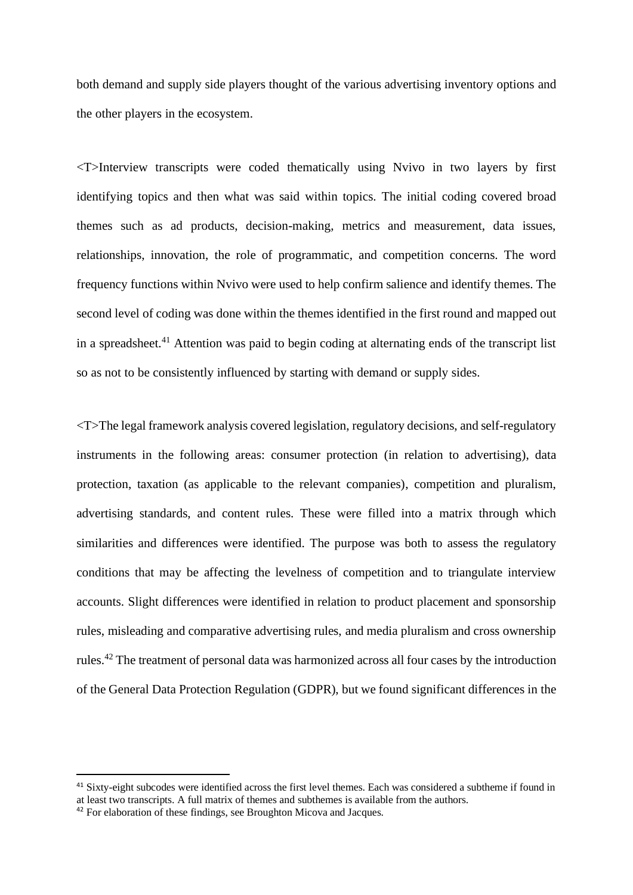both demand and supply side players thought of the various advertising inventory options and the other players in the ecosystem.

<T>Interview transcripts were coded thematically using Nvivo in two layers by first identifying topics and then what was said within topics. The initial coding covered broad themes such as ad products, decision-making, metrics and measurement, data issues, relationships, innovation, the role of programmatic, and competition concerns. The word frequency functions within Nvivo were used to help confirm salience and identify themes. The second level of coding was done within the themes identified in the first round and mapped out in a spreadsheet.[41] Attention was paid to begin coding at alternating ends of the transcript list so as not to be consistently influenced by starting with demand or supply sides.

<T>The legal framework analysis covered legislation, regulatory decisions, and self-regulatory instruments in the following areas: consumer protection (in relation to advertising), data protection, taxation (as applicable to the relevant companies), competition and pluralism, advertising standards, and content rules. These were filled into a matrix through which similarities and differences were identified. The purpose was both to assess the regulatory conditions that may be affecting the levelness of competition and to triangulate interview accounts. Slight differences were identified in relation to product placement and sponsorship rules, misleading and comparative advertising rules, and media pluralism and cross ownership rules.[42] The treatment of personal data was harmonized across all four cases by the introduction of the General Data Protection Regulation (GDPR), but we found significant differences in the

[41] Sixty-eight subcodes were identified across the first level themes. Each was considered a subtheme if found in at least two transcripts. A full matrix of themes and subthemes is available from the authors.

[42] For elaboration of these findings, see Broughton Micova and Jacques.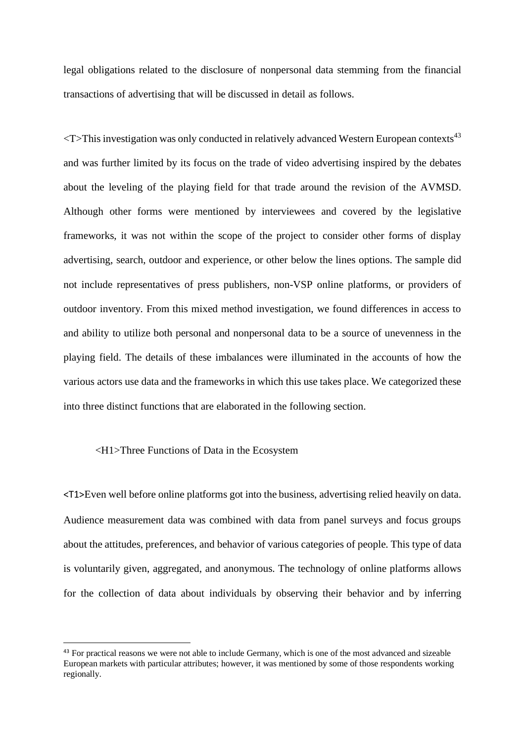legal obligations related to the disclosure of nonpersonal data stemming from the financial transactions of advertising that will be discussed in detail as follows.

<T>This investigation was only conducted in relatively advanced Western European contexts[43] and was further limited by its focus on the trade of video advertising inspired by the debates about the leveling of the playing field for that trade around the revision of the AVMSD. Although other forms were mentioned by interviewees and covered by the legislative frameworks, it was not within the scope of the project to consider other forms of display advertising, search, outdoor and experience, or other below the lines options. The sample did not include representatives of press publishers, non-VSP online platforms, or providers of outdoor inventory. From this mixed method investigation, we found differences in access to and ability to utilize both personal and nonpersonal data to be a source of unevenness in the playing field. The details of these imbalances were illuminated in the accounts of how the various actors use data and the frameworks in which this use takes place. We categorized these into three distinct functions that are elaborated in the following section.

<H1>Three Functions of Data in the Ecosystem

<T1>Even well before online platforms got into the business, advertising relied heavily on data. Audience measurement data was combined with data from panel surveys and focus groups about the attitudes, preferences, and behavior of various categories of people. This type of data is voluntarily given, aggregated, and anonymous. The technology of online platforms allows for the collection of data about individuals by observing their behavior and by inferring

[43] For practical reasons we were not able to include Germany, which is one of the most advanced and sizeable European markets with particular attributes; however, it was mentioned by some of those respondents working regionally.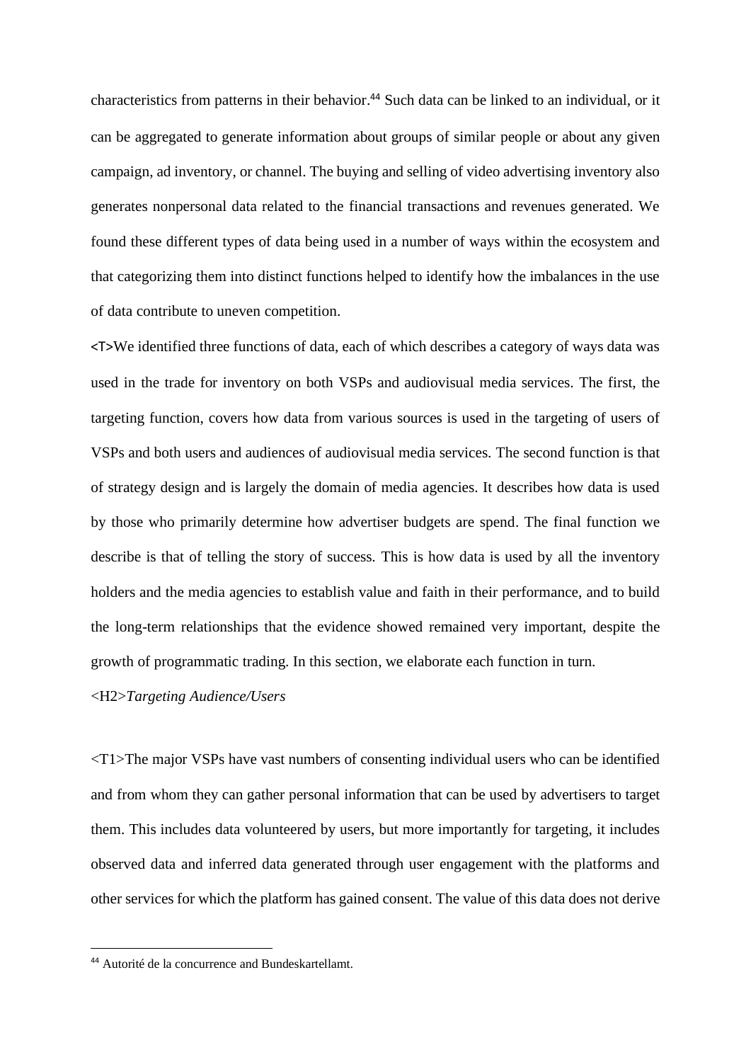characteristics from patterns in their behavior.[44] Such data can be linked to an individual, or it can be aggregated to generate information about groups of similar people or about any given campaign, ad inventory, or channel. The buying and selling of video advertising inventory also generates nonpersonal data related to the financial transactions and revenues generated. We found these different types of data being used in a number of ways within the ecosystem and that categorizing them into distinct functions helped to identify how the imbalances in the use of data contribute to uneven competition.

<T>We identified three functions of data, each of which describes a category of ways data was used in the trade for inventory on both VSPs and audiovisual media services. The first, the targeting function, covers how data from various sources is used in the targeting of users of VSPs and both users and audiences of audiovisual media services. The second function is that of strategy design and is largely the domain of media agencies. It describes how data is used by those who primarily determine how advertiser budgets are spend. The final function we describe is that of telling the story of success. This is how data is used by all the inventory holders and the media agencies to establish value and faith in their performance, and to build the long-term relationships that the evidence showed remained very important, despite the growth of programmatic trading. In this section, we elaborate each function in turn.

## <H2>*Targeting Audience/Users*

<T1>The major VSPs have vast numbers of consenting individual users who can be identified and from whom they can gather personal information that can be used by advertisers to target them. This includes data volunteered by users, but more importantly for targeting, it includes observed data and inferred data generated through user engagement with the platforms and other services for which the platform has gained consent. The value of this data does not derive

[44] Autorité de la concurrence and Bundeskartellamt.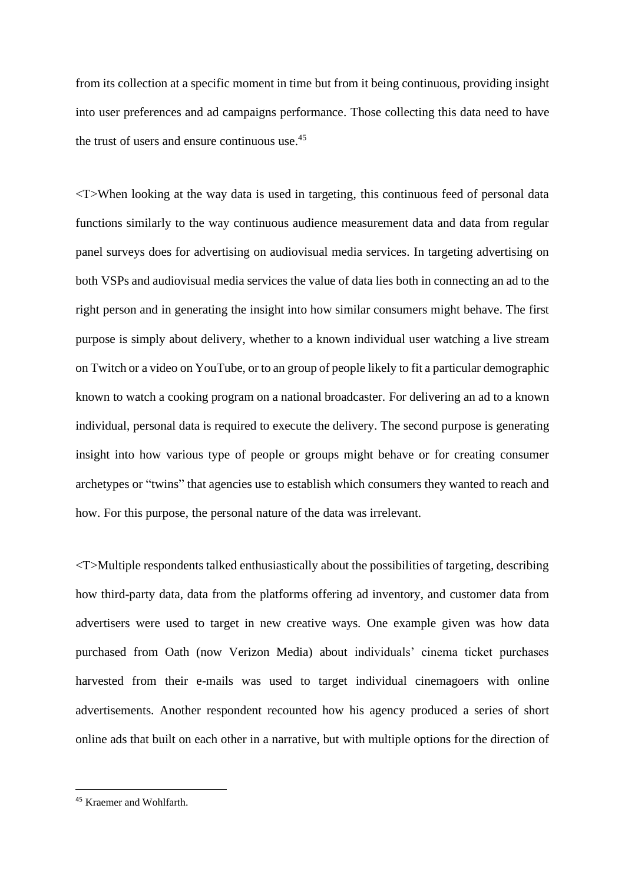from its collection at a specific moment in time but from it being continuous, providing insight into user preferences and ad campaigns performance. Those collecting this data need to have the trust of users and ensure continuous use.[45]

<T>When looking at the way data is used in targeting, this continuous feed of personal data functions similarly to the way continuous audience measurement data and data from regular panel surveys does for advertising on audiovisual media services. In targeting advertising on both VSPs and audiovisual media services the value of data lies both in connecting an ad to the right person and in generating the insight into how similar consumers might behave. The first purpose is simply about delivery, whether to a known individual user watching a live stream on Twitch or a video on YouTube, or to an group of people likely to fit a particular demographic known to watch a cooking program on a national broadcaster. For delivering an ad to a known individual, personal data is required to execute the delivery. The second purpose is generating insight into how various type of people or groups might behave or for creating consumer archetypes or "twins" that agencies use to establish which consumers they wanted to reach and how. For this purpose, the personal nature of the data was irrelevant.

<T>Multiple respondents talked enthusiastically about the possibilities of targeting, describing how third-party data, data from the platforms offering ad inventory, and customer data from advertisers were used to target in new creative ways. One example given was how data purchased from Oath (now Verizon Media) about individuals' cinema ticket purchases harvested from their e-mails was used to target individual cinemagoers with online advertisements. Another respondent recounted how his agency produced a series of short online ads that built on each other in a narrative, but with multiple options for the direction of

[45] Kraemer and Wohlfarth.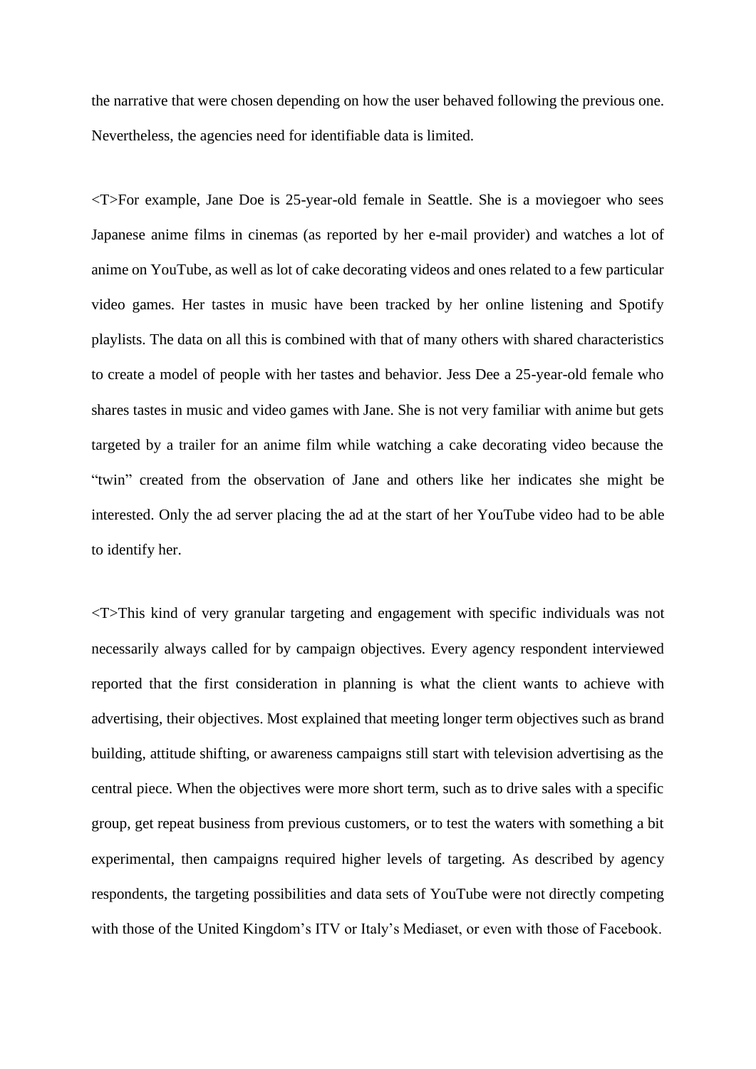the narrative that were chosen depending on how the user behaved following the previous one. Nevertheless, the agencies need for identifiable data is limited.

<T>For example, Jane Doe is 25-year-old female in Seattle. She is a moviegoer who sees Japanese anime films in cinemas (as reported by her e-mail provider) and watches a lot of anime on YouTube, as well as lot of cake decorating videos and ones related to a few particular video games. Her tastes in music have been tracked by her online listening and Spotify playlists. The data on all this is combined with that of many others with shared characteristics to create a model of people with her tastes and behavior. Jess Dee a 25-year-old female who shares tastes in music and video games with Jane. She is not very familiar with anime but gets targeted by a trailer for an anime film while watching a cake decorating video because the "twin" created from the observation of Jane and others like her indicates she might be interested. Only the ad server placing the ad at the start of her YouTube video had to be able to identify her.

<T>This kind of very granular targeting and engagement with specific individuals was not necessarily always called for by campaign objectives. Every agency respondent interviewed reported that the first consideration in planning is what the client wants to achieve with advertising, their objectives. Most explained that meeting longer term objectives such as brand building, attitude shifting, or awareness campaigns still start with television advertising as the central piece. When the objectives were more short term, such as to drive sales with a specific group, get repeat business from previous customers, or to test the waters with something a bit experimental, then campaigns required higher levels of targeting. As described by agency respondents, the targeting possibilities and data sets of YouTube were not directly competing with those of the United Kingdom's ITV or Italy's Mediaset, or even with those of Facebook.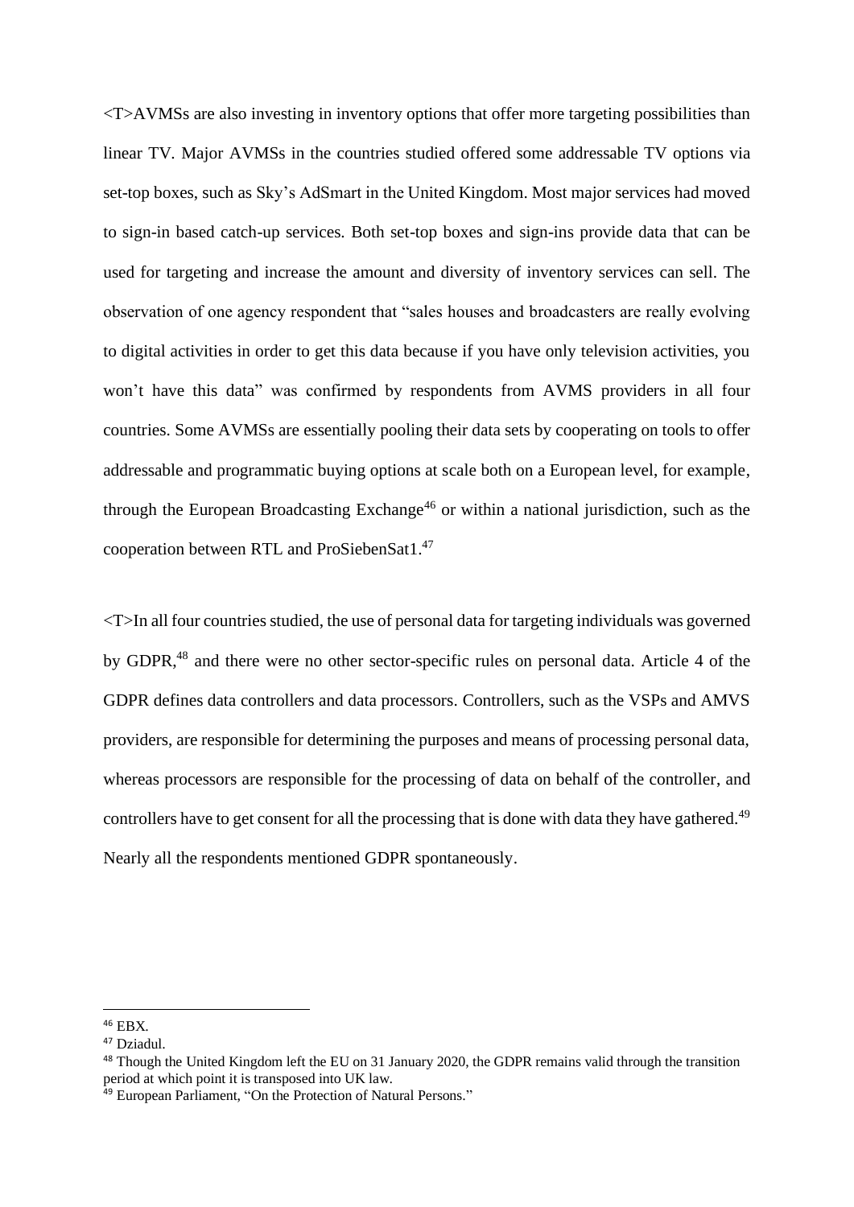<T>AVMSs are also investing in inventory options that offer more targeting possibilities than linear TV. Major AVMSs in the countries studied offered some addressable TV options via set-top boxes, such as Sky's AdSmart in the United Kingdom. Most major services had moved to sign-in based catch-up services. Both set-top boxes and sign-ins provide data that can be used for targeting and increase the amount and diversity of inventory services can sell. The observation of one agency respondent that "sales houses and broadcasters are really evolving to digital activities in order to get this data because if you have only television activities, you won't have this data" was confirmed by respondents from AVMS providers in all four countries. Some AVMSs are essentially pooling their data sets by cooperating on tools to offer addressable and programmatic buying options at scale both on a European level, for example, through the European Broadcasting Exchange[46] or within a national jurisdiction, such as the cooperation between RTL and ProSiebenSat1.[47]

<T>In all four countries studied, the use of personal data for targeting individuals was governed by GDPR,[48] and there were no other sector-specific rules on personal data. Article 4 of the GDPR defines data controllers and data processors. Controllers, such as the VSPs and AMVS providers, are responsible for determining the purposes and means of processing personal data, whereas processors are responsible for the processing of data on behalf of the controller, and controllers have to get consent for all the processing that is done with data they have gathered.[49] Nearly all the respondents mentioned GDPR spontaneously.

---

[46] EBX.

[47] Dziadul.

[48] Though the United Kingdom left the EU on 31 January 2020, the GDPR remains valid through the transition period at which point it is transposed into UK law.

[49] European Parliament, "On the Protection of Natural Persons."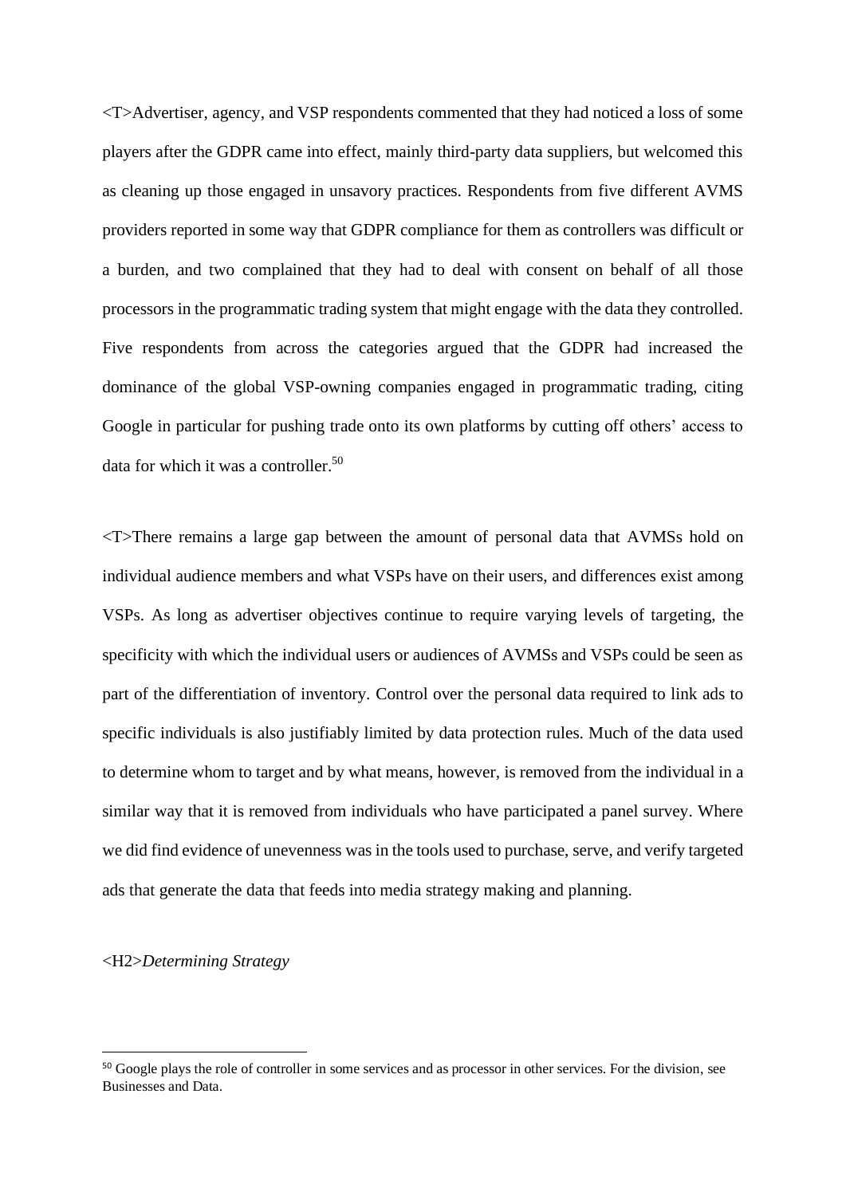<T>Advertiser, agency, and VSP respondents commented that they had noticed a loss of some players after the GDPR came into effect, mainly third-party data suppliers, but welcomed this as cleaning up those engaged in unsavory practices. Respondents from five different AVMS providers reported in some way that GDPR compliance for them as controllers was difficult or a burden, and two complained that they had to deal with consent on behalf of all those processors in the programmatic trading system that might engage with the data they controlled. Five respondents from across the categories argued that the GDPR had increased the dominance of the global VSP-owning companies engaged in programmatic trading, citing Google in particular for pushing trade onto its own platforms by cutting off others' access to data for which it was a controller.[50]

<T>There remains a large gap between the amount of personal data that AVMSs hold on individual audience members and what VSPs have on their users, and differences exist among VSPs. As long as advertiser objectives continue to require varying levels of targeting, the specificity with which the individual users or audiences of AVMSs and VSPs could be seen as part of the differentiation of inventory. Control over the personal data required to link ads to specific individuals is also justifiably limited by data protection rules. Much of the data used to determine whom to target and by what means, however, is removed from the individual in a similar way that it is removed from individuals who have participated a panel survey. Where we did find evidence of unevenness was in the tools used to purchase, serve, and verify targeted ads that generate the data that feeds into media strategy making and planning.

<H2>*Determining Strategy*

[50] Google plays the role of controller in some services and as processor in other services. For the division, see Businesses and Data.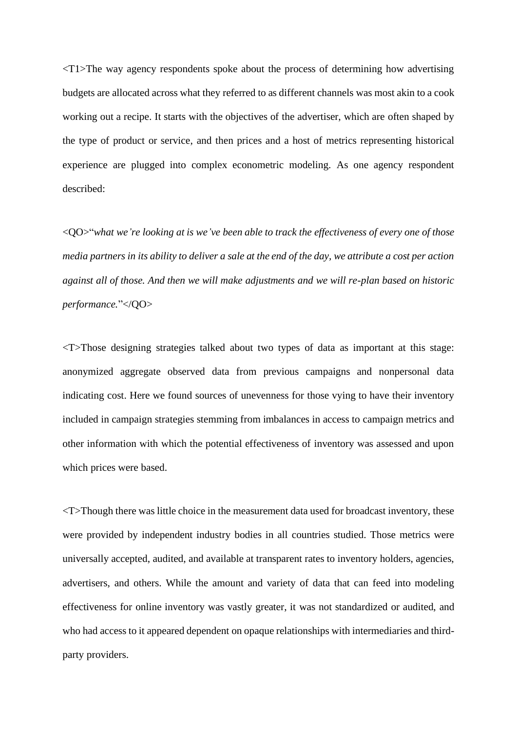<T1>The way agency respondents spoke about the process of determining how advertising budgets are allocated across what they referred to as different channels was most akin to a cook working out a recipe. It starts with the objectives of the advertiser, which are often shaped by the type of product or service, and then prices and a host of metrics representing historical experience are plugged into complex econometric modeling. As one agency respondent described:

<QO>"*what we're looking at is we've been able to track the effectiveness of every one of those media partners in its ability to deliver a sale at the end of the day, we attribute a cost per action against all of those. And then we will make adjustments and we will re-plan based on historic performance.*"</QO>

<T>Those designing strategies talked about two types of data as important at this stage: anonymized aggregate observed data from previous campaigns and nonpersonal data indicating cost. Here we found sources of unevenness for those vying to have their inventory included in campaign strategies stemming from imbalances in access to campaign metrics and other information with which the potential effectiveness of inventory was assessed and upon which prices were based.

<T>Though there was little choice in the measurement data used for broadcast inventory, these were provided by independent industry bodies in all countries studied. Those metrics were universally accepted, audited, and available at transparent rates to inventory holders, agencies, advertisers, and others. While the amount and variety of data that can feed into modeling effectiveness for online inventory was vastly greater, it was not standardized or audited, and who had access to it appeared dependent on opaque relationships with intermediaries and third-party providers.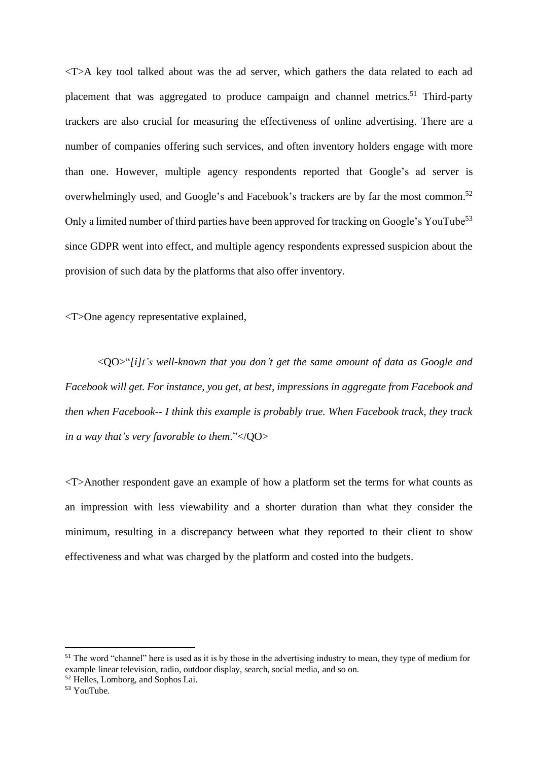<T>A key tool talked about was the ad server, which gathers the data related to each ad placement that was aggregated to produce campaign and channel metrics.[51] Third-party trackers are also crucial for measuring the effectiveness of online advertising. There are a number of companies offering such services, and often inventory holders engage with more than one. However, multiple agency respondents reported that Google's ad server is overwhelmingly used, and Google's and Facebook's trackers are by far the most common.[52] Only a limited number of third parties have been approved for tracking on Google's YouTube[53] since GDPR went into effect, and multiple agency respondents expressed suspicion about the provision of such data by the platforms that also offer inventory.

<T>One agency representative explained,

> <QO>"*[i]t's well-known that you don't get the same amount of data as Google and Facebook will get. For instance, you get, at best, impressions in aggregate from Facebook and then when Facebook-- I think this example is probably true. When Facebook track, they track in a way that's very favorable to them.*"</QO>

<T>Another respondent gave an example of how a platform set the terms for what counts as an impression with less viewability and a shorter duration than what they consider the minimum, resulting in a discrepancy between what they reported to their client to show effectiveness and what was charged by the platform and costed into the budgets.

---

[51] The word "channel" here is used as it is by those in the advertising industry to mean, they type of medium for example linear television, radio, outdoor display, search, social media, and so on.

[52] Helles, Lomborg, and Sophos Lai.

[53] YouTube.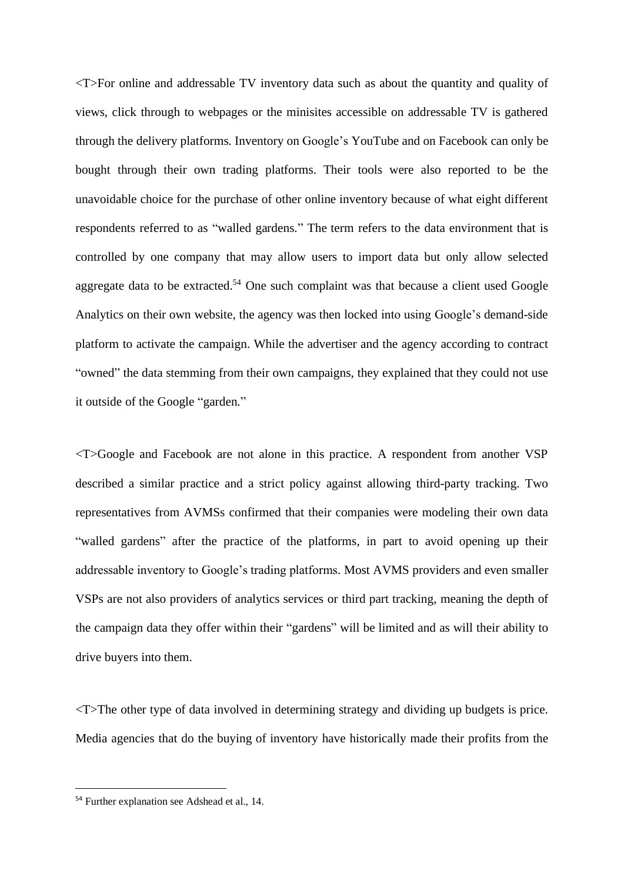<T>For online and addressable TV inventory data such as about the quantity and quality of views, click through to webpages or the minisites accessible on addressable TV is gathered through the delivery platforms. Inventory on Google's YouTube and on Facebook can only be bought through their own trading platforms. Their tools were also reported to be the unavoidable choice for the purchase of other online inventory because of what eight different respondents referred to as "walled gardens." The term refers to the data environment that is controlled by one company that may allow users to import data but only allow selected aggregate data to be extracted.[54] One such complaint was that because a client used Google Analytics on their own website, the agency was then locked into using Google's demand-side platform to activate the campaign. While the advertiser and the agency according to contract "owned" the data stemming from their own campaigns, they explained that they could not use it outside of the Google "garden."

<T>Google and Facebook are not alone in this practice. A respondent from another VSP described a similar practice and a strict policy against allowing third-party tracking. Two representatives from AVMSs confirmed that their companies were modeling their own data "walled gardens" after the practice of the platforms, in part to avoid opening up their addressable inventory to Google's trading platforms. Most AVMS providers and even smaller VSPs are not also providers of analytics services or third part tracking, meaning the depth of the campaign data they offer within their "gardens" will be limited and as will their ability to drive buyers into them.

<T>The other type of data involved in determining strategy and dividing up budgets is price. Media agencies that do the buying of inventory have historically made their profits from the

[54] Further explanation see Adshead et al., 14.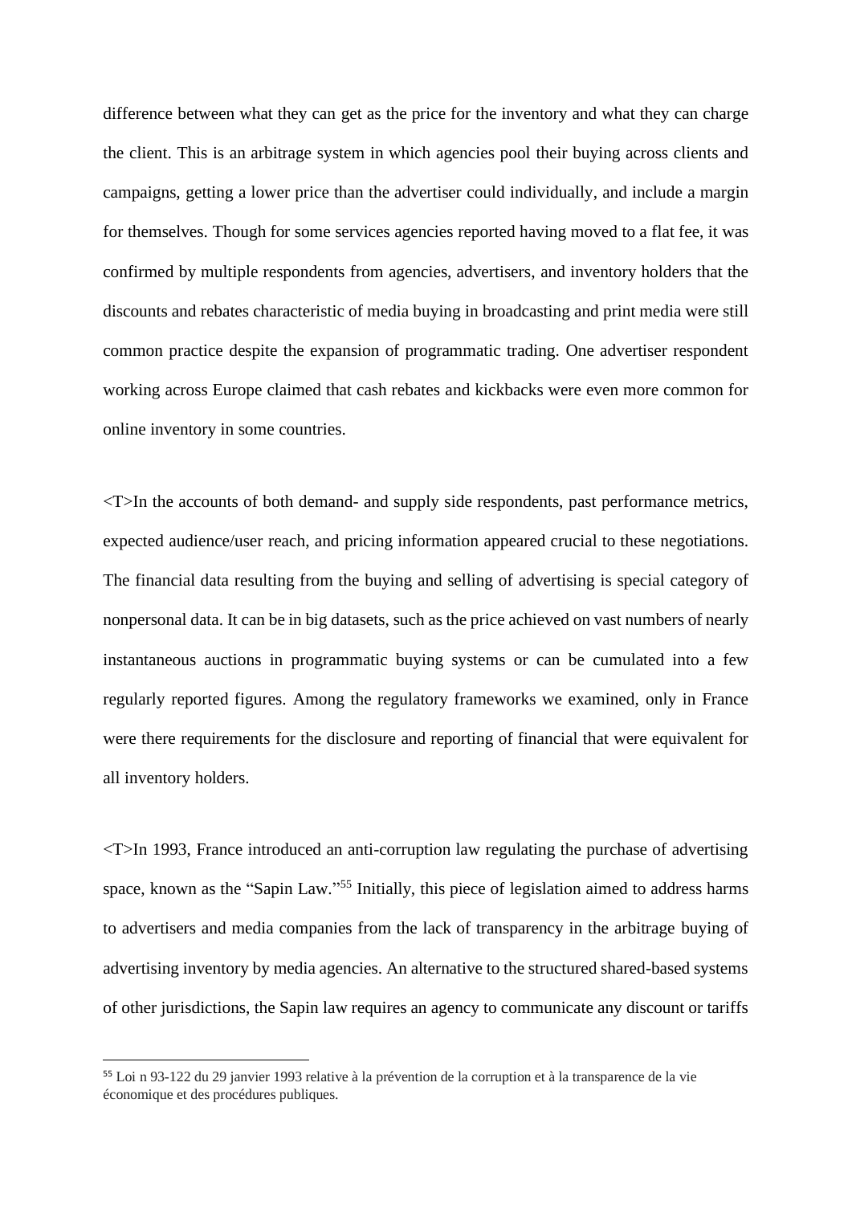difference between what they can get as the price for the inventory and what they can charge the client. This is an arbitrage system in which agencies pool their buying across clients and campaigns, getting a lower price than the advertiser could individually, and include a margin for themselves. Though for some services agencies reported having moved to a flat fee, it was confirmed by multiple respondents from agencies, advertisers, and inventory holders that the discounts and rebates characteristic of media buying in broadcasting and print media were still common practice despite the expansion of programmatic trading. One advertiser respondent working across Europe claimed that cash rebates and kickbacks were even more common for online inventory in some countries.

<T>In the accounts of both demand- and supply side respondents, past performance metrics, expected audience/user reach, and pricing information appeared crucial to these negotiations. The financial data resulting from the buying and selling of advertising is special category of nonpersonal data. It can be in big datasets, such as the price achieved on vast numbers of nearly instantaneous auctions in programmatic buying systems or can be cumulated into a few regularly reported figures. Among the regulatory frameworks we examined, only in France were there requirements for the disclosure and reporting of financial that were equivalent for all inventory holders.

<T>In 1993, France introduced an anti-corruption law regulating the purchase of advertising space, known as the "Sapin Law."[55] Initially, this piece of legislation aimed to address harms to advertisers and media companies from the lack of transparency in the arbitrage buying of advertising inventory by media agencies. An alternative to the structured shared-based systems of other jurisdictions, the Sapin law requires an agency to communicate any discount or tariffs

[55] Loi n 93-122 du 29 janvier 1993 relative à la prévention de la corruption et à la transparence de la vie économique et des procédures publiques.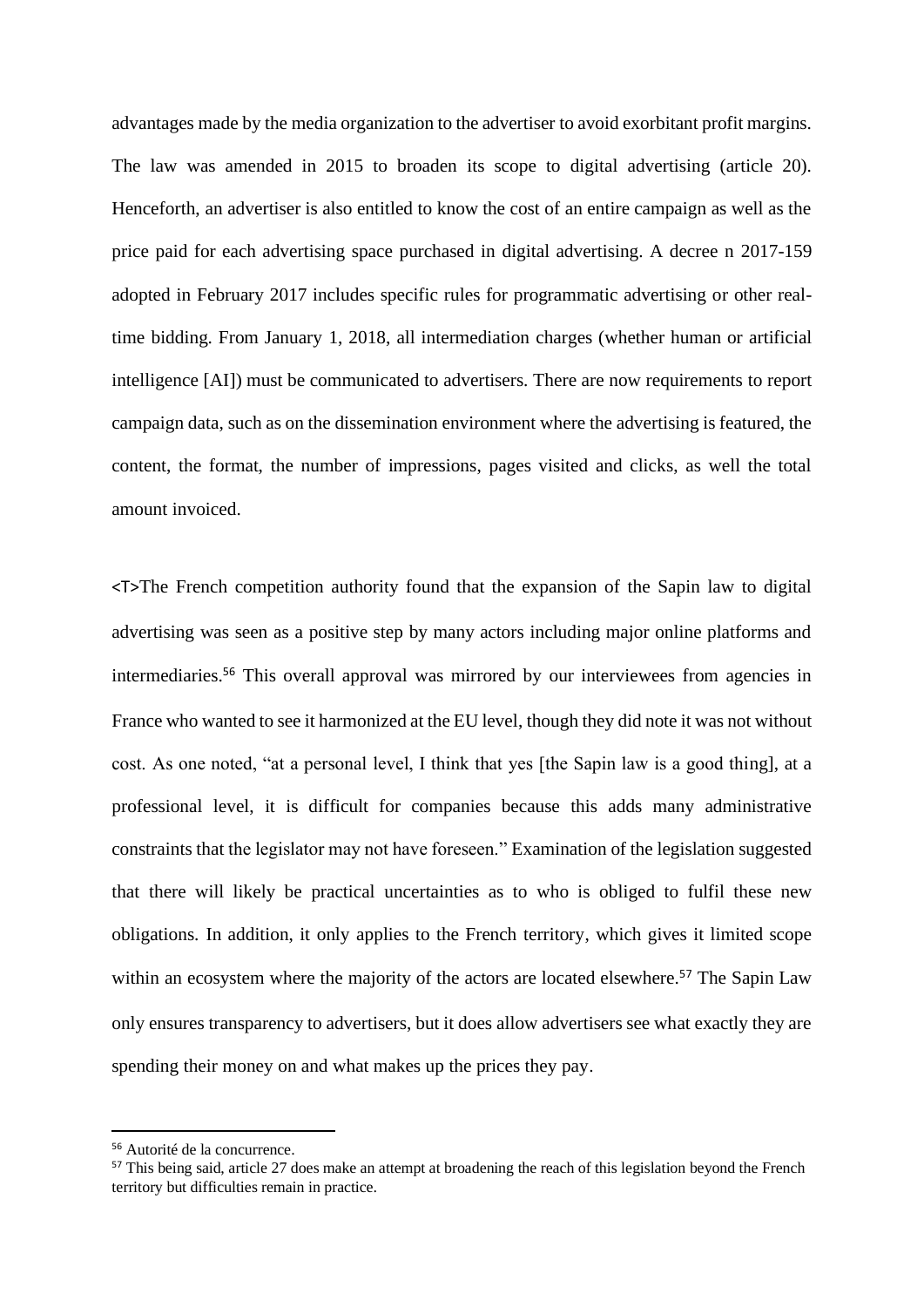advantages made by the media organization to the advertiser to avoid exorbitant profit margins. The law was amended in 2015 to broaden its scope to digital advertising (article 20). Henceforth, an advertiser is also entitled to know the cost of an entire campaign as well as the price paid for each advertising space purchased in digital advertising. A decree n 2017-159 adopted in February 2017 includes specific rules for programmatic advertising or other real-time bidding. From January 1, 2018, all intermediation charges (whether human or artificial intelligence [AI]) must be communicated to advertisers. There are now requirements to report campaign data, such as on the dissemination environment where the advertising is featured, the content, the format, the number of impressions, pages visited and clicks, as well the total amount invoiced.

<T>The French competition authority found that the expansion of the Sapin law to digital advertising was seen as a positive step by many actors including major online platforms and intermediaries.[56] This overall approval was mirrored by our interviewees from agencies in France who wanted to see it harmonized at the EU level, though they did note it was not without cost. As one noted, "at a personal level, I think that yes [the Sapin law is a good thing], at a professional level, it is difficult for companies because this adds many administrative constraints that the legislator may not have foreseen." Examination of the legislation suggested that there will likely be practical uncertainties as to who is obliged to fulfil these new obligations. In addition, it only applies to the French territory, which gives it limited scope within an ecosystem where the majority of the actors are located elsewhere.[57] The Sapin Law only ensures transparency to advertisers, but it does allow advertisers see what exactly they are spending their money on and what makes up the prices they pay.

---

[56] Autorité de la concurrence.

[57] This being said, article 27 does make an attempt at broadening the reach of this legislation beyond the French territory but difficulties remain in practice.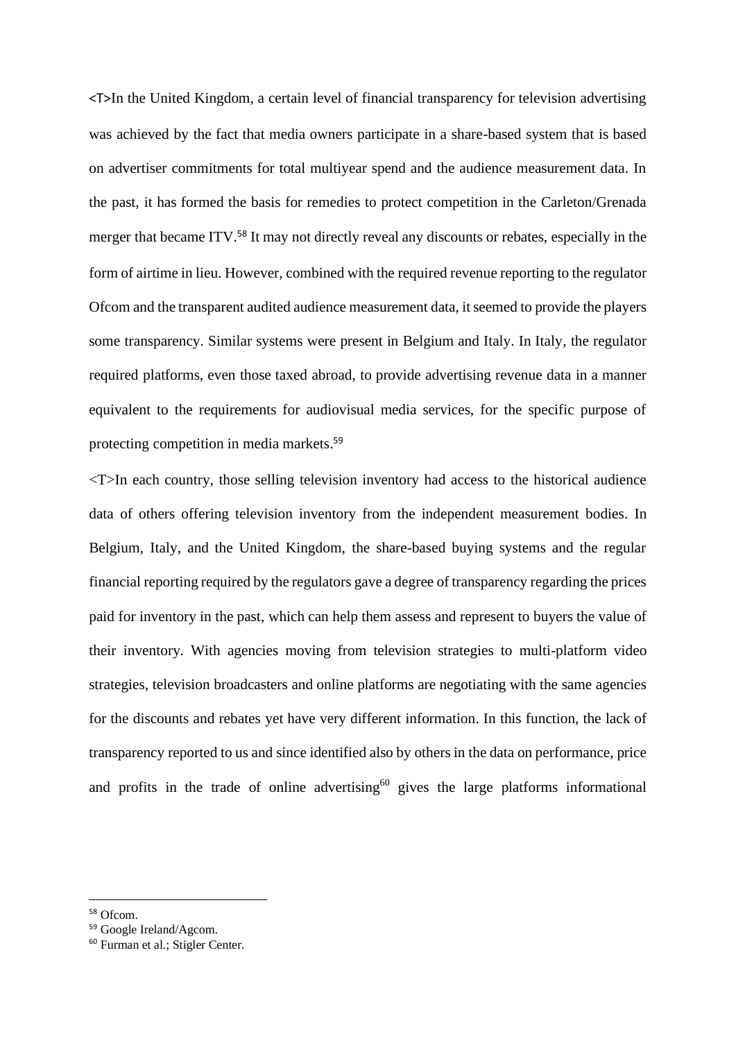<T>In the United Kingdom, a certain level of financial transparency for television advertising was achieved by the fact that media owners participate in a share-based system that is based on advertiser commitments for total multiyear spend and the audience measurement data. In the past, it has formed the basis for remedies to protect competition in the Carleton/Grenada merger that became ITV.[58] It may not directly reveal any discounts or rebates, especially in the form of airtime in lieu. However, combined with the required revenue reporting to the regulator Ofcom and the transparent audited audience measurement data, it seemed to provide the players some transparency. Similar systems were present in Belgium and Italy. In Italy, the regulator required platforms, even those taxed abroad, to provide advertising revenue data in a manner equivalent to the requirements for audiovisual media services, for the specific purpose of protecting competition in media markets.[59]

<T>In each country, those selling television inventory had access to the historical audience data of others offering television inventory from the independent measurement bodies. In Belgium, Italy, and the United Kingdom, the share-based buying systems and the regular financial reporting required by the regulators gave a degree of transparency regarding the prices paid for inventory in the past, which can help them assess and represent to buyers the value of their inventory. With agencies moving from television strategies to multi-platform video strategies, television broadcasters and online platforms are negotiating with the same agencies for the discounts and rebates yet have very different information. In this function, the lack of transparency reported to us and since identified also by others in the data on performance, price and profits in the trade of online advertising[60] gives the large platforms informational

---

[58] Ofcom.
[59] Google Ireland/Agcom.
[60] Furman et al.; Stigler Center.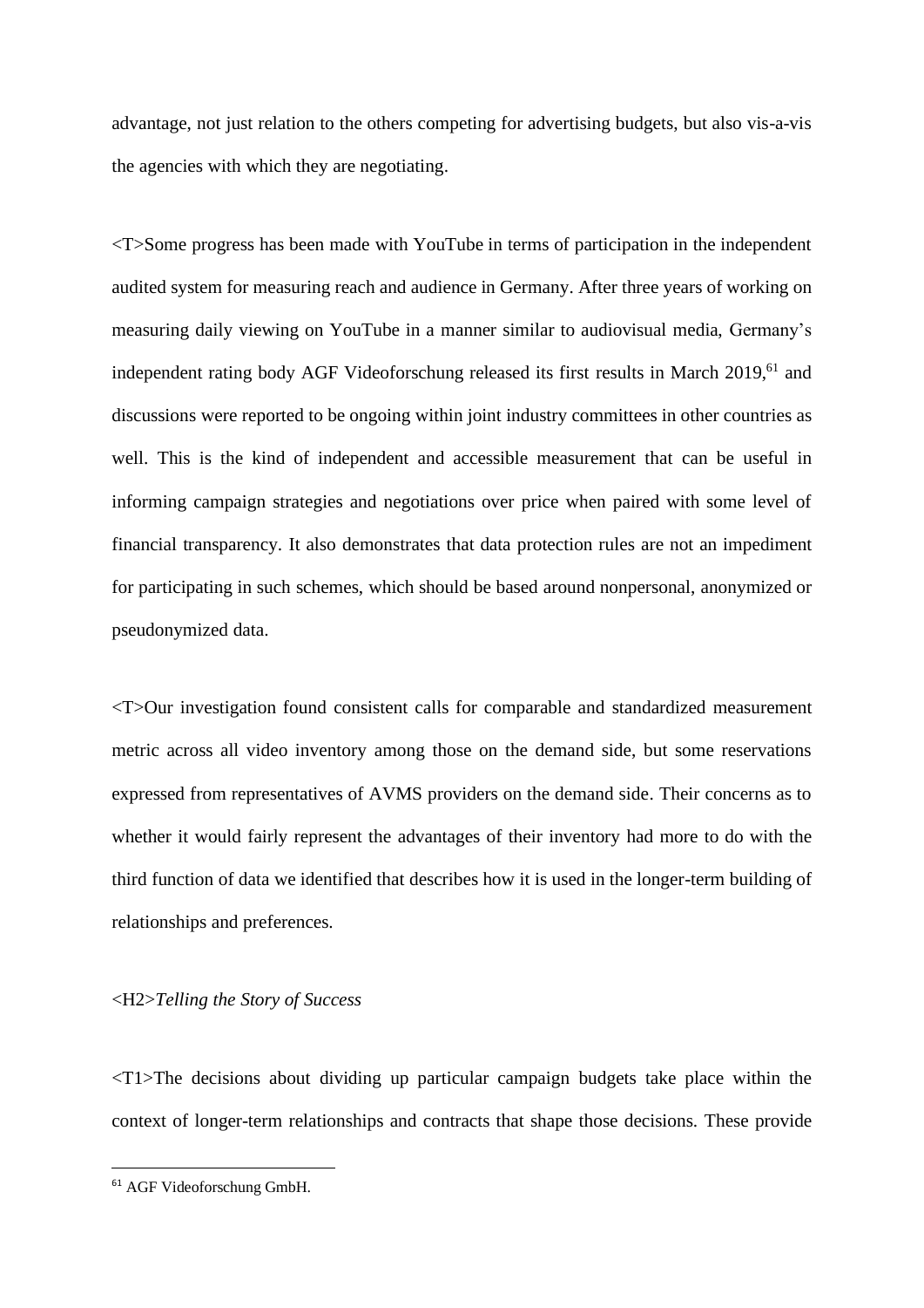advantage, not just relation to the others competing for advertising budgets, but also vis-a-vis the agencies with which they are negotiating.

<T>Some progress has been made with YouTube in terms of participation in the independent audited system for measuring reach and audience in Germany. After three years of working on measuring daily viewing on YouTube in a manner similar to audiovisual media, Germany's independent rating body AGF Videoforschung released its first results in March 2019,[61] and discussions were reported to be ongoing within joint industry committees in other countries as well. This is the kind of independent and accessible measurement that can be useful in informing campaign strategies and negotiations over price when paired with some level of financial transparency. It also demonstrates that data protection rules are not an impediment for participating in such schemes, which should be based around nonpersonal, anonymized or pseudonymized data.

<T>Our investigation found consistent calls for comparable and standardized measurement metric across all video inventory among those on the demand side, but some reservations expressed from representatives of AVMS providers on the demand side. Their concerns as to whether it would fairly represent the advantages of their inventory had more to do with the third function of data we identified that describes how it is used in the longer-term building of relationships and preferences.

## <H2>*Telling the Story of Success*

<T1>The decisions about dividing up particular campaign budgets take place within the context of longer-term relationships and contracts that shape those decisions. These provide

---

[61] AGF Videoforschung GmbH.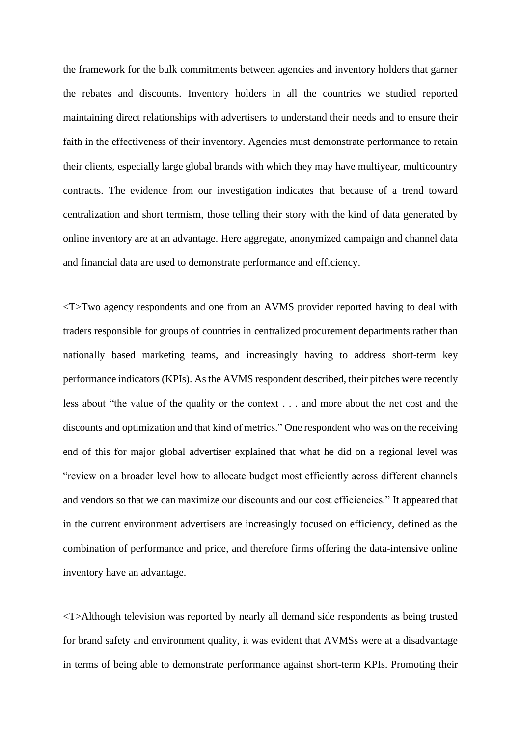the framework for the bulk commitments between agencies and inventory holders that garner the rebates and discounts. Inventory holders in all the countries we studied reported maintaining direct relationships with advertisers to understand their needs and to ensure their faith in the effectiveness of their inventory. Agencies must demonstrate performance to retain their clients, especially large global brands with which they may have multiyear, multicountry contracts. The evidence from our investigation indicates that because of a trend toward centralization and short termism, those telling their story with the kind of data generated by online inventory are at an advantage. Here aggregate, anonymized campaign and channel data and financial data are used to demonstrate performance and efficiency.

<T>Two agency respondents and one from an AVMS provider reported having to deal with traders responsible for groups of countries in centralized procurement departments rather than nationally based marketing teams, and increasingly having to address short-term key performance indicators (KPIs). As the AVMS respondent described, their pitches were recently less about "the value of the quality or the context . . . and more about the net cost and the discounts and optimization and that kind of metrics." One respondent who was on the receiving end of this for major global advertiser explained that what he did on a regional level was "review on a broader level how to allocate budget most efficiently across different channels and vendors so that we can maximize our discounts and our cost efficiencies." It appeared that in the current environment advertisers are increasingly focused on efficiency, defined as the combination of performance and price, and therefore firms offering the data-intensive online inventory have an advantage.

<T>Although television was reported by nearly all demand side respondents as being trusted for brand safety and environment quality, it was evident that AVMSs were at a disadvantage in terms of being able to demonstrate performance against short-term KPIs. Promoting their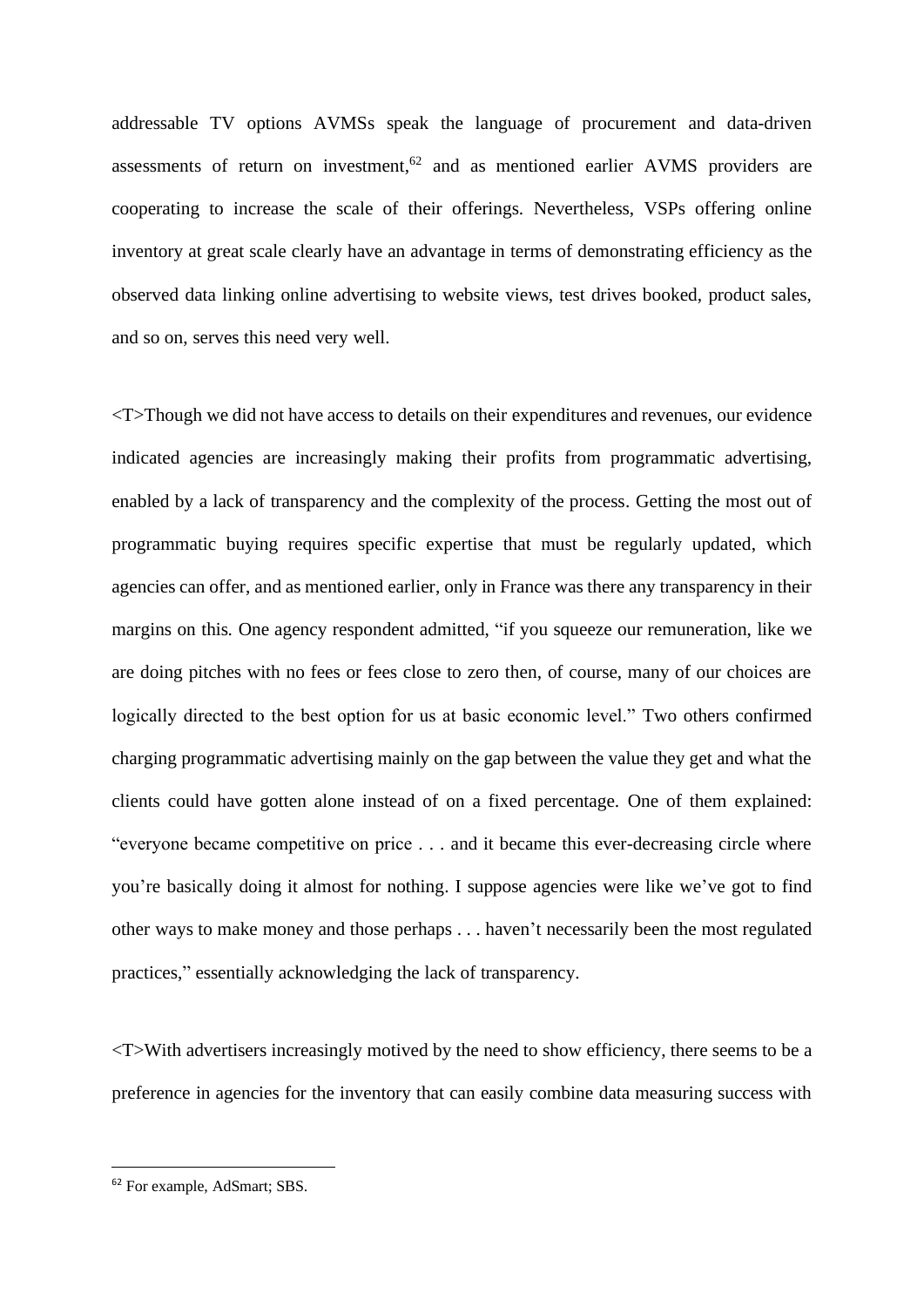addressable TV options AVMSs speak the language of procurement and data-driven assessments of return on investment,[62] and as mentioned earlier AVMS providers are cooperating to increase the scale of their offerings. Nevertheless, VSPs offering online inventory at great scale clearly have an advantage in terms of demonstrating efficiency as the observed data linking online advertising to website views, test drives booked, product sales, and so on, serves this need very well.

<T>Though we did not have access to details on their expenditures and revenues, our evidence indicated agencies are increasingly making their profits from programmatic advertising, enabled by a lack of transparency and the complexity of the process. Getting the most out of programmatic buying requires specific expertise that must be regularly updated, which agencies can offer, and as mentioned earlier, only in France was there any transparency in their margins on this. One agency respondent admitted, "if you squeeze our remuneration, like we are doing pitches with no fees or fees close to zero then, of course, many of our choices are logically directed to the best option for us at basic economic level." Two others confirmed charging programmatic advertising mainly on the gap between the value they get and what the clients could have gotten alone instead of on a fixed percentage. One of them explained: "everyone became competitive on price . . . and it became this ever-decreasing circle where you're basically doing it almost for nothing. I suppose agencies were like we've got to find other ways to make money and those perhaps . . . haven't necessarily been the most regulated practices," essentially acknowledging the lack of transparency.

<T>With advertisers increasingly motived by the need to show efficiency, there seems to be a preference in agencies for the inventory that can easily combine data measuring success with

[62] For example, AdSmart; SBS.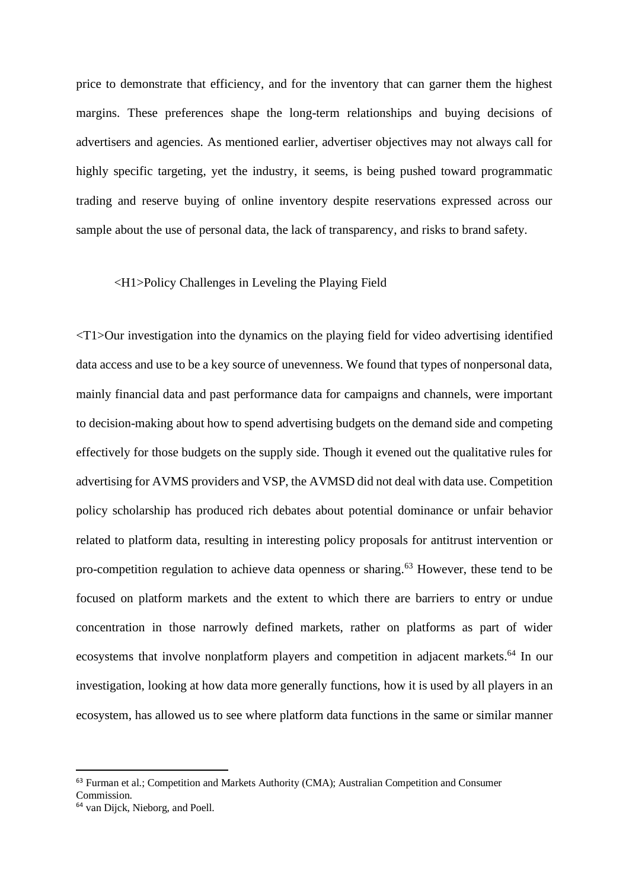price to demonstrate that efficiency, and for the inventory that can garner them the highest margins. These preferences shape the long-term relationships and buying decisions of advertisers and agencies. As mentioned earlier, advertiser objectives may not always call for highly specific targeting, yet the industry, it seems, is being pushed toward programmatic trading and reserve buying of online inventory despite reservations expressed across our sample about the use of personal data, the lack of transparency, and risks to brand safety.

# <H1>Policy Challenges in Leveling the Playing Field

<T1>Our investigation into the dynamics on the playing field for video advertising identified data access and use to be a key source of unevenness. We found that types of nonpersonal data, mainly financial data and past performance data for campaigns and channels, were important to decision-making about how to spend advertising budgets on the demand side and competing effectively for those budgets on the supply side. Though it evened out the qualitative rules for advertising for AVMS providers and VSP, the AVMSD did not deal with data use. Competition policy scholarship has produced rich debates about potential dominance or unfair behavior related to platform data, resulting in interesting policy proposals for antitrust intervention or pro-competition regulation to achieve data openness or sharing.[63] However, these tend to be focused on platform markets and the extent to which there are barriers to entry or undue concentration in those narrowly defined markets, rather on platforms as part of wider ecosystems that involve nonplatform players and competition in adjacent markets.[64] In our investigation, looking at how data more generally functions, how it is used by all players in an ecosystem, has allowed us to see where platform data functions in the same or similar manner

[63] Furman et al.; Competition and Markets Authority (CMA); Australian Competition and Consumer Commission.

[64] van Dijck, Nieborg, and Poell.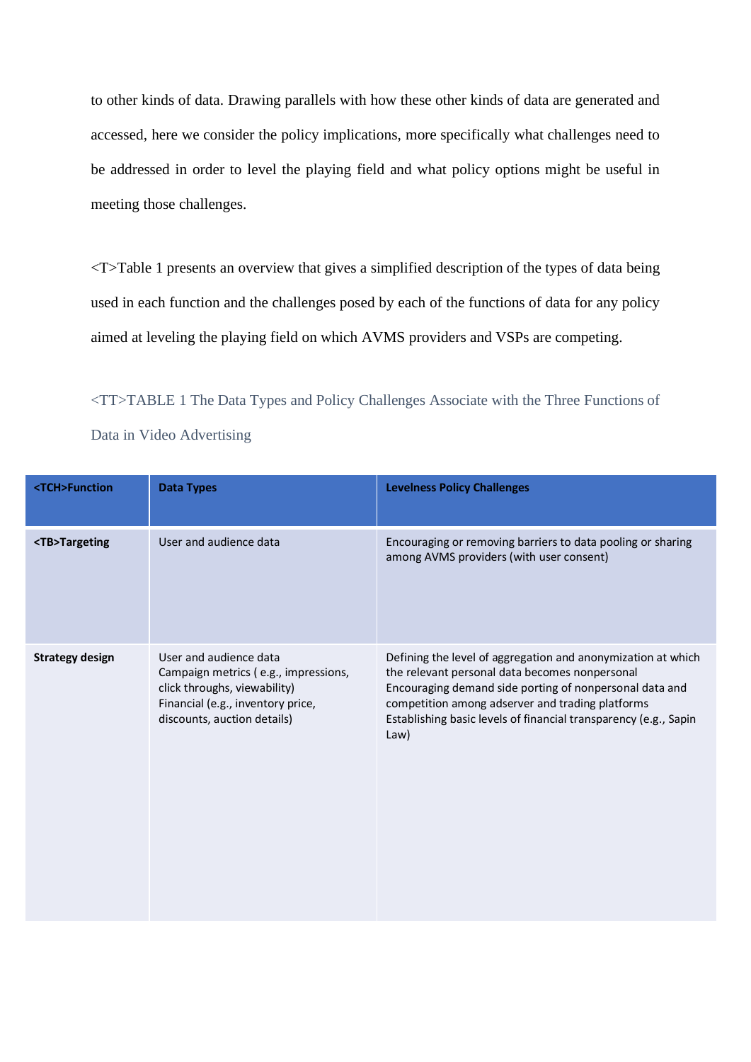to other kinds of data. Drawing parallels with how these other kinds of data are generated and accessed, here we consider the policy implications, more specifically what challenges need to be addressed in order to level the playing field and what policy options might be useful in meeting those challenges.

<T>Table 1 presents an overview that gives a simplified description of the types of data being used in each function and the challenges posed by each of the functions of data for any policy aimed at leveling the playing field on which AVMS providers and VSPs are competing.

<TT>TABLE 1 The Data Types and Policy Challenges Associate with the Three Functions of Data in Video Advertising

| <TCH>Function | Data Types | Levelness Policy Challenges |
|---|---|---|
| <TB>Targeting | User and audience data | Encouraging or removing barriers to data pooling or sharing among AVMS providers (with user consent) |
| Strategy design | User and audience data<br>Campaign metrics ( e.g., impressions, click throughs, viewability)<br>Financial (e.g., inventory price, discounts, auction details) | Defining the level of aggregation and anonymization at which the relevant personal data becomes nonpersonal<br>Encouraging demand side porting of nonpersonal data and competition among adserver and trading platforms<br>Establishing basic levels of financial transparency (e.g., Sapin Law) |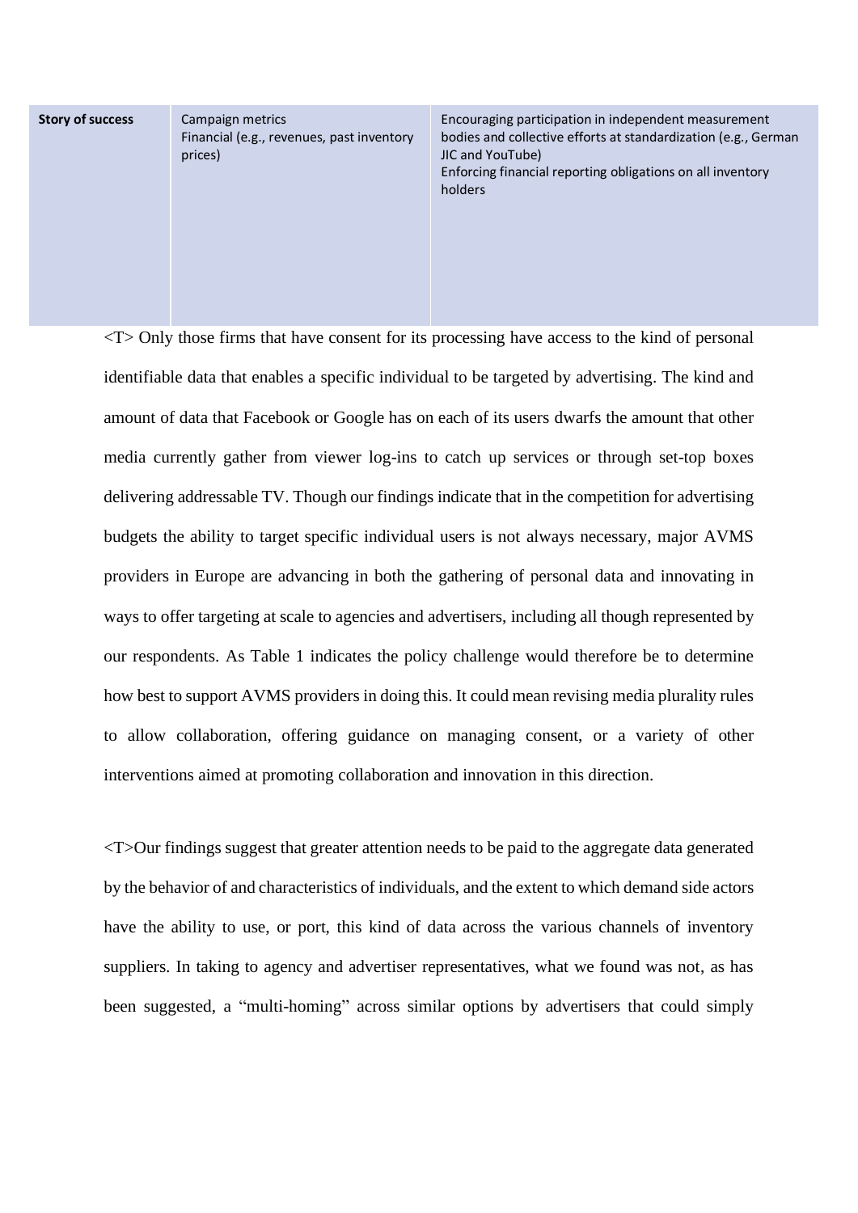| Story of success | Campaign metrics<br>Financial (e.g., revenues, past inventory prices) | Encouraging participation in independent measurement bodies and collective efforts at standardization (e.g., German JIC and YouTube)<br>Enforcing financial reporting obligations on all inventory holders |
|---|---|---|

<T> Only those firms that have consent for its processing have access to the kind of personal identifiable data that enables a specific individual to be targeted by advertising. The kind and amount of data that Facebook or Google has on each of its users dwarfs the amount that other media currently gather from viewer log-ins to catch up services or through set-top boxes delivering addressable TV. Though our findings indicate that in the competition for advertising budgets the ability to target specific individual users is not always necessary, major AVMS providers in Europe are advancing in both the gathering of personal data and innovating in ways to offer targeting at scale to agencies and advertisers, including all though represented by our respondents. As Table 1 indicates the policy challenge would therefore be to determine how best to support AVMS providers in doing this. It could mean revising media plurality rules to allow collaboration, offering guidance on managing consent, or a variety of other interventions aimed at promoting collaboration and innovation in this direction.

<T>Our findings suggest that greater attention needs to be paid to the aggregate data generated by the behavior of and characteristics of individuals, and the extent to which demand side actors have the ability to use, or port, this kind of data across the various channels of inventory suppliers. In taking to agency and advertiser representatives, what we found was not, as has been suggested, a "multi-homing" across similar options by advertisers that could simply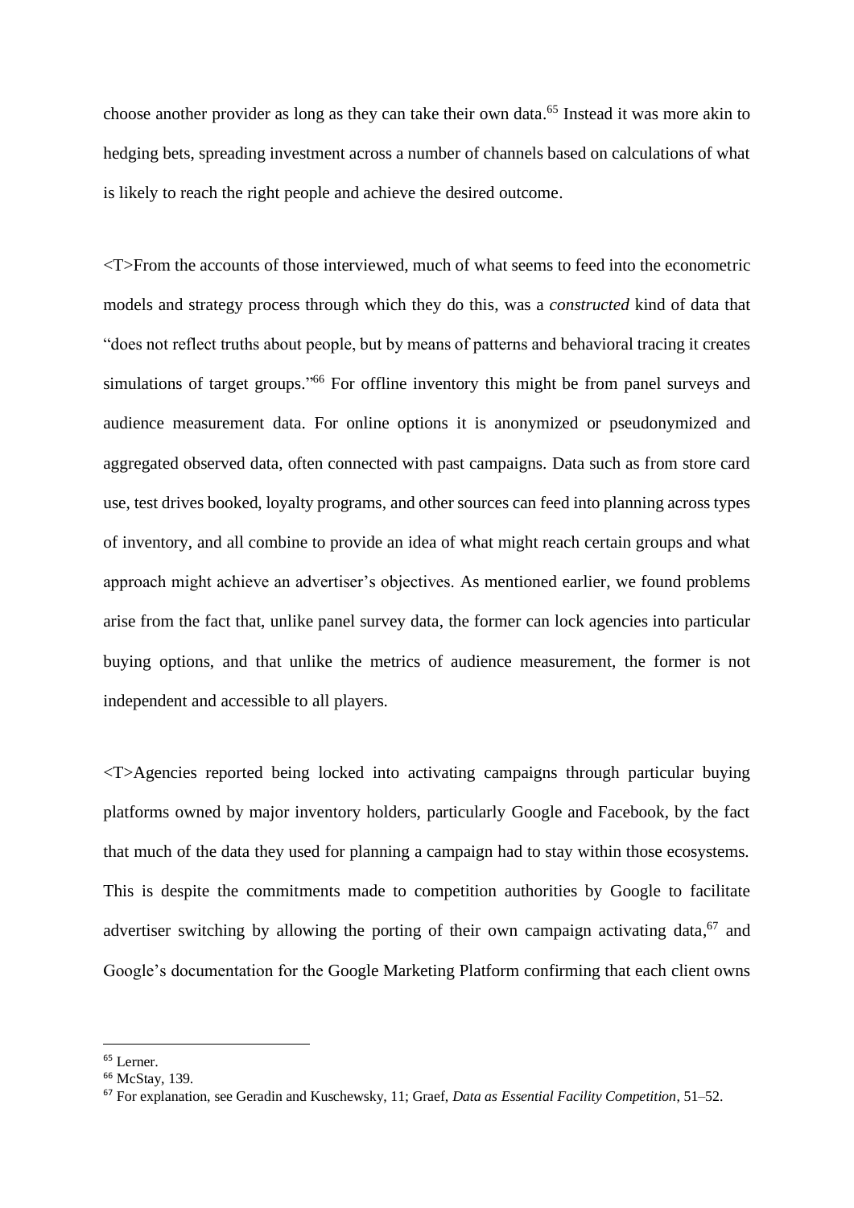choose another provider as long as they can take their own data.[65] Instead it was more akin to hedging bets, spreading investment across a number of channels based on calculations of what is likely to reach the right people and achieve the desired outcome.

<T>From the accounts of those interviewed, much of what seems to feed into the econometric models and strategy process through which they do this, was a *constructed* kind of data that "does not reflect truths about people, but by means of patterns and behavioral tracing it creates simulations of target groups."[66] For offline inventory this might be from panel surveys and audience measurement data. For online options it is anonymized or pseudonymized and aggregated observed data, often connected with past campaigns. Data such as from store card use, test drives booked, loyalty programs, and other sources can feed into planning across types of inventory, and all combine to provide an idea of what might reach certain groups and what approach might achieve an advertiser's objectives. As mentioned earlier, we found problems arise from the fact that, unlike panel survey data, the former can lock agencies into particular buying options, and that unlike the metrics of audience measurement, the former is not independent and accessible to all players.

<T>Agencies reported being locked into activating campaigns through particular buying platforms owned by major inventory holders, particularly Google and Facebook, by the fact that much of the data they used for planning a campaign had to stay within those ecosystems. This is despite the commitments made to competition authorities by Google to facilitate advertiser switching by allowing the porting of their own campaign activating data,[67] and Google's documentation for the Google Marketing Platform confirming that each client owns

---

[65] Lerner.

[66] McStay, 139.

[67] For explanation, see Geradin and Kuschewsky, 11; Graef, *Data as Essential Facility Competition*, 51–52.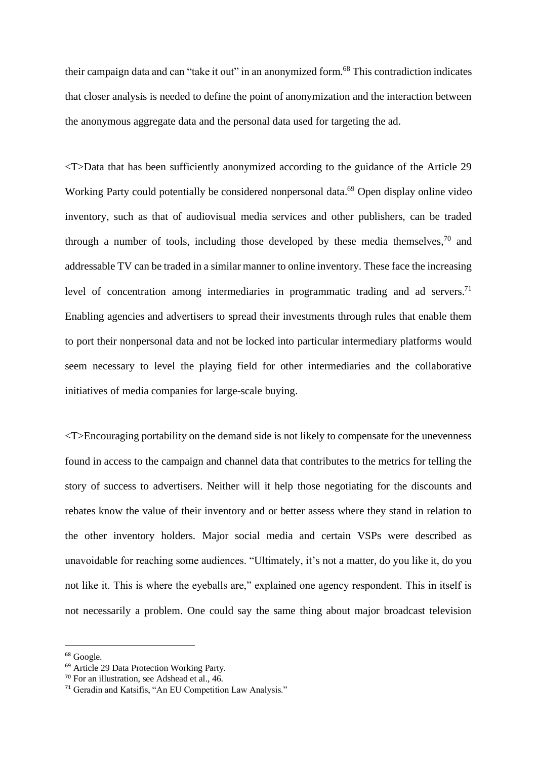their campaign data and can "take it out" in an anonymized form.[68] This contradiction indicates that closer analysis is needed to define the point of anonymization and the interaction between the anonymous aggregate data and the personal data used for targeting the ad.

<T>Data that has been sufficiently anonymized according to the guidance of the Article 29 Working Party could potentially be considered nonpersonal data.[69] Open display online video inventory, such as that of audiovisual media services and other publishers, can be traded through a number of tools, including those developed by these media themselves,[70] and addressable TV can be traded in a similar manner to online inventory. These face the increasing level of concentration among intermediaries in programmatic trading and ad servers.[71] Enabling agencies and advertisers to spread their investments through rules that enable them to port their nonpersonal data and not be locked into particular intermediary platforms would seem necessary to level the playing field for other intermediaries and the collaborative initiatives of media companies for large-scale buying.

<T>Encouraging portability on the demand side is not likely to compensate for the unevenness found in access to the campaign and channel data that contributes to the metrics for telling the story of success to advertisers. Neither will it help those negotiating for the discounts and rebates know the value of their inventory and or better assess where they stand in relation to the other inventory holders. Major social media and certain VSPs were described as unavoidable for reaching some audiences. "Ultimately, it's not a matter, do you like it, do you not like it. This is where the eyeballs are," explained one agency respondent. This in itself is not necessarily a problem. One could say the same thing about major broadcast television

---

[68] Google.

[69] Article 29 Data Protection Working Party.

[70] For an illustration, see Adshead et al., 46.

[71] Geradin and Katsifis, "An EU Competition Law Analysis."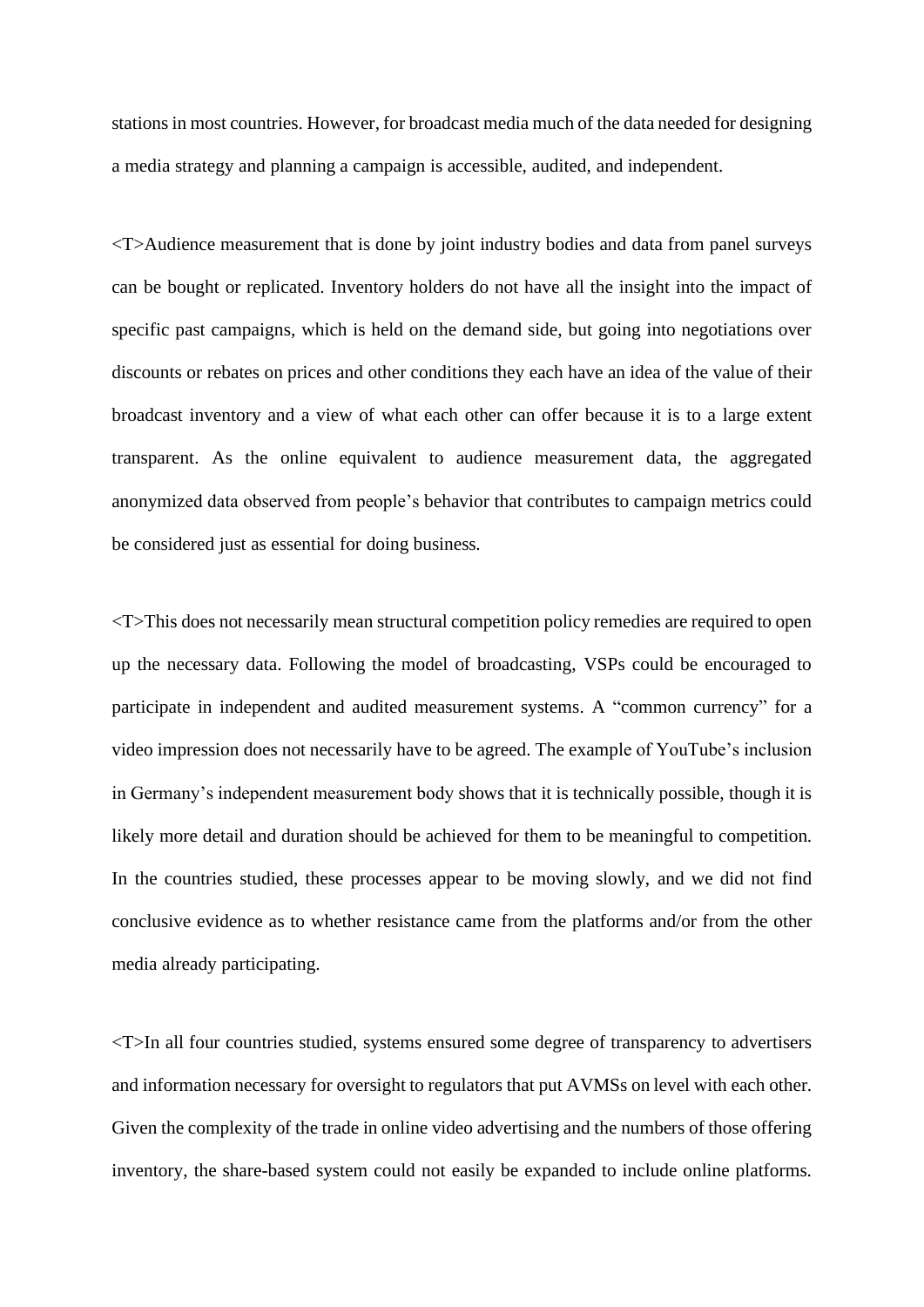stations in most countries. However, for broadcast media much of the data needed for designing a media strategy and planning a campaign is accessible, audited, and independent.

<T>Audience measurement that is done by joint industry bodies and data from panel surveys can be bought or replicated. Inventory holders do not have all the insight into the impact of specific past campaigns, which is held on the demand side, but going into negotiations over discounts or rebates on prices and other conditions they each have an idea of the value of their broadcast inventory and a view of what each other can offer because it is to a large extent transparent. As the online equivalent to audience measurement data, the aggregated anonymized data observed from people's behavior that contributes to campaign metrics could be considered just as essential for doing business.

<T>This does not necessarily mean structural competition policy remedies are required to open up the necessary data. Following the model of broadcasting, VSPs could be encouraged to participate in independent and audited measurement systems. A "common currency" for a video impression does not necessarily have to be agreed. The example of YouTube's inclusion in Germany's independent measurement body shows that it is technically possible, though it is likely more detail and duration should be achieved for them to be meaningful to competition. In the countries studied, these processes appear to be moving slowly, and we did not find conclusive evidence as to whether resistance came from the platforms and/or from the other media already participating.

<T>In all four countries studied, systems ensured some degree of transparency to advertisers and information necessary for oversight to regulators that put AVMSs on level with each other. Given the complexity of the trade in online video advertising and the numbers of those offering inventory, the share-based system could not easily be expanded to include online platforms.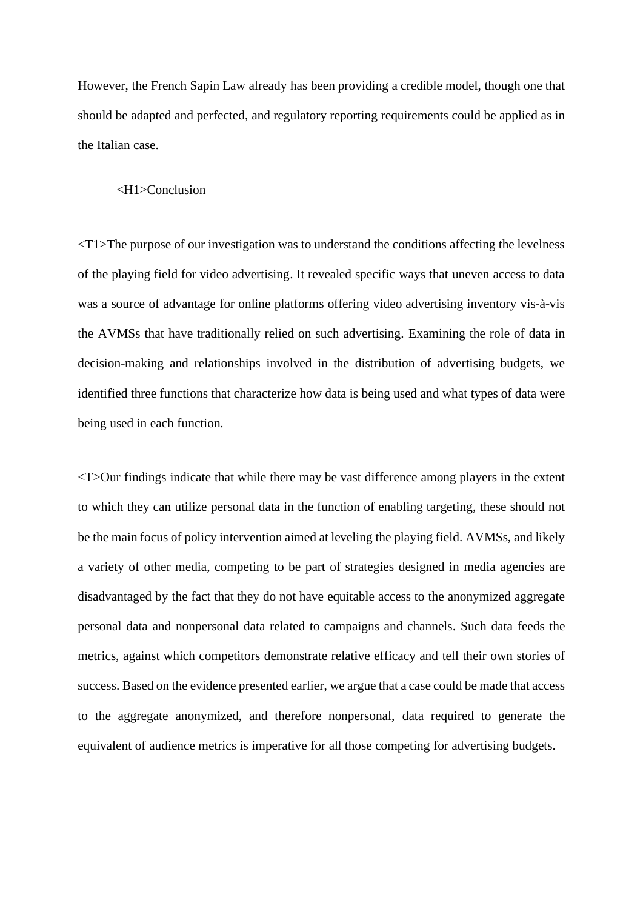However, the French Sapin Law already has been providing a credible model, though one that should be adapted and perfected, and regulatory reporting requirements could be applied as in the Italian case.

# <H1>Conclusion

<T1>The purpose of our investigation was to understand the conditions affecting the levelness of the playing field for video advertising. It revealed specific ways that uneven access to data was a source of advantage for online platforms offering video advertising inventory vis-à-vis the AVMSs that have traditionally relied on such advertising. Examining the role of data in decision-making and relationships involved in the distribution of advertising budgets, we identified three functions that characterize how data is being used and what types of data were being used in each function.

<T>Our findings indicate that while there may be vast difference among players in the extent to which they can utilize personal data in the function of enabling targeting, these should not be the main focus of policy intervention aimed at leveling the playing field. AVMSs, and likely a variety of other media, competing to be part of strategies designed in media agencies are disadvantaged by the fact that they do not have equitable access to the anonymized aggregate personal data and nonpersonal data related to campaigns and channels. Such data feeds the metrics, against which competitors demonstrate relative efficacy and tell their own stories of success. Based on the evidence presented earlier, we argue that a case could be made that access to the aggregate anonymized, and therefore nonpersonal, data required to generate the equivalent of audience metrics is imperative for all those competing for advertising budgets.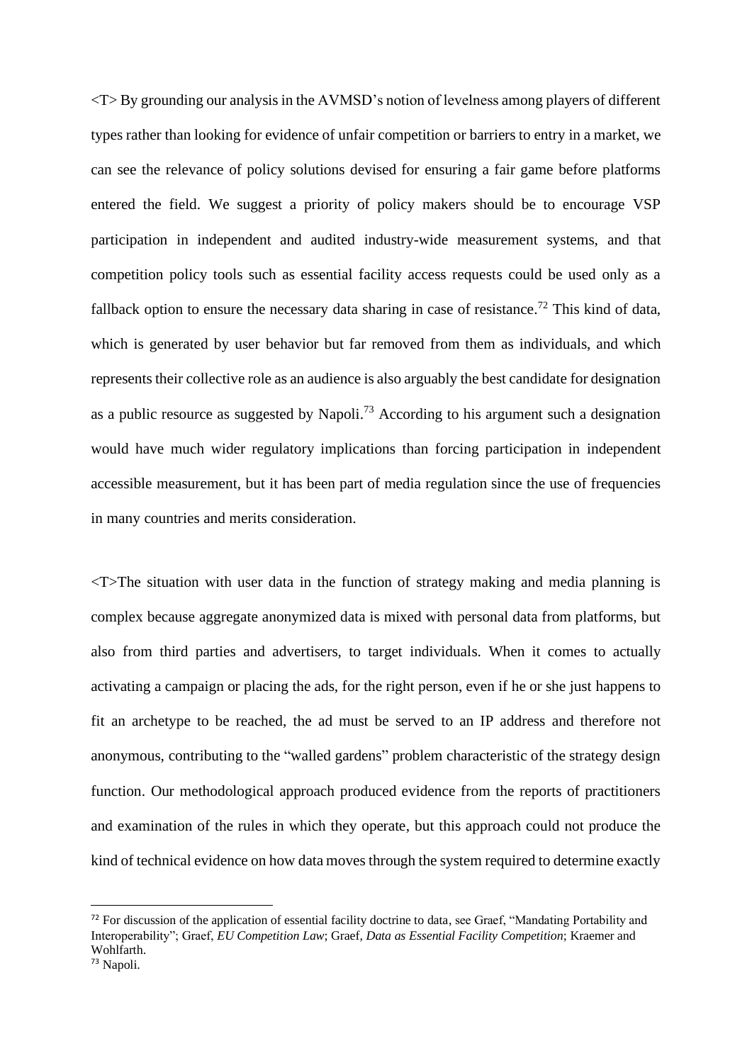<T> By grounding our analysis in the AVMSD's notion of levelness among players of different types rather than looking for evidence of unfair competition or barriers to entry in a market, we can see the relevance of policy solutions devised for ensuring a fair game before platforms entered the field. We suggest a priority of policy makers should be to encourage VSP participation in independent and audited industry-wide measurement systems, and that competition policy tools such as essential facility access requests could be used only as a fallback option to ensure the necessary data sharing in case of resistance.[72] This kind of data, which is generated by user behavior but far removed from them as individuals, and which represents their collective role as an audience is also arguably the best candidate for designation as a public resource as suggested by Napoli.[73] According to his argument such a designation would have much wider regulatory implications than forcing participation in independent accessible measurement, but it has been part of media regulation since the use of frequencies in many countries and merits consideration.

<T>The situation with user data in the function of strategy making and media planning is complex because aggregate anonymized data is mixed with personal data from platforms, but also from third parties and advertisers, to target individuals. When it comes to actually activating a campaign or placing the ads, for the right person, even if he or she just happens to fit an archetype to be reached, the ad must be served to an IP address and therefore not anonymous, contributing to the "walled gardens" problem characteristic of the strategy design function. Our methodological approach produced evidence from the reports of practitioners and examination of the rules in which they operate, but this approach could not produce the kind of technical evidence on how data moves through the system required to determine exactly

---

[72] For discussion of the application of essential facility doctrine to data, see Graef, "Mandating Portability and Interoperability"; Graef, *EU Competition Law*; Graef, *Data as Essential Facility Competition*; Kraemer and Wohlfarth.

[73] Napoli.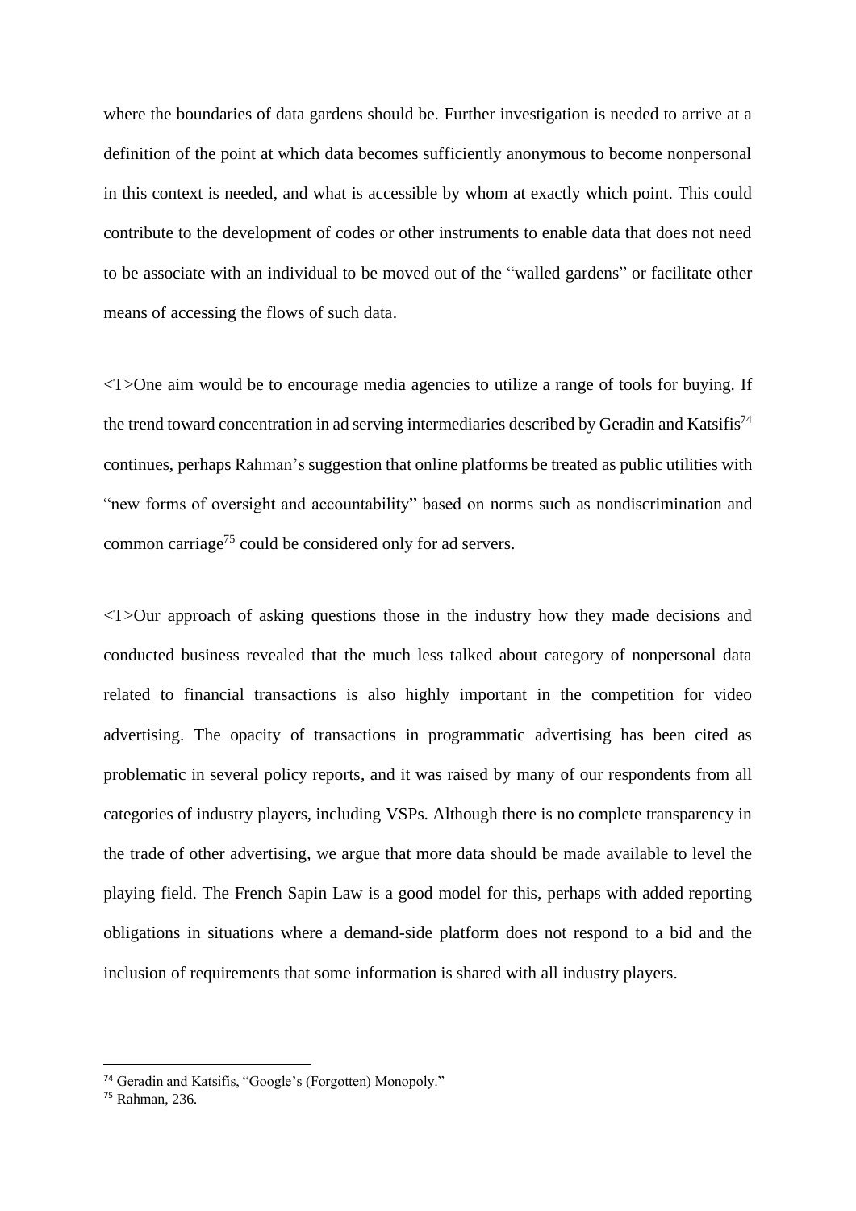where the boundaries of data gardens should be. Further investigation is needed to arrive at a definition of the point at which data becomes sufficiently anonymous to become nonpersonal in this context is needed, and what is accessible by whom at exactly which point. This could contribute to the development of codes or other instruments to enable data that does not need to be associate with an individual to be moved out of the "walled gardens" or facilitate other means of accessing the flows of such data.

<T>One aim would be to encourage media agencies to utilize a range of tools for buying. If the trend toward concentration in ad serving intermediaries described by Geradin and Katsifis[74] continues, perhaps Rahman's suggestion that online platforms be treated as public utilities with "new forms of oversight and accountability" based on norms such as nondiscrimination and common carriage[75] could be considered only for ad servers.

<T>Our approach of asking questions those in the industry how they made decisions and conducted business revealed that the much less talked about category of nonpersonal data related to financial transactions is also highly important in the competition for video advertising. The opacity of transactions in programmatic advertising has been cited as problematic in several policy reports, and it was raised by many of our respondents from all categories of industry players, including VSPs. Although there is no complete transparency in the trade of other advertising, we argue that more data should be made available to level the playing field. The French Sapin Law is a good model for this, perhaps with added reporting obligations in situations where a demand-side platform does not respond to a bid and the inclusion of requirements that some information is shared with all industry players.

[74] Geradin and Katsifis, "Google's (Forgotten) Monopoly."

[75] Rahman, 236.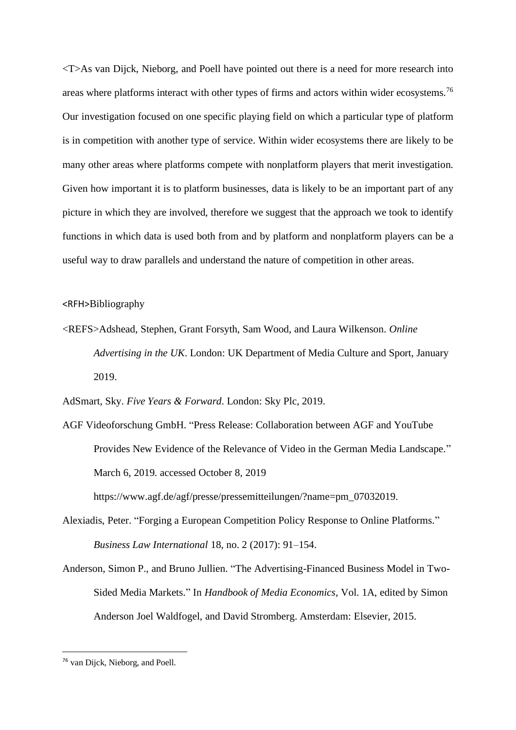<T>As van Dijck, Nieborg, and Poell have pointed out there is a need for more research into areas where platforms interact with other types of firms and actors within wider ecosystems.[76] Our investigation focused on one specific playing field on which a particular type of platform is in competition with another type of service. Within wider ecosystems there are likely to be many other areas where platforms compete with nonplatform players that merit investigation. Given how important it is to platform businesses, data is likely to be an important part of any picture in which they are involved, therefore we suggest that the approach we took to identify functions in which data is used both from and by platform and nonplatform players can be a useful way to draw parallels and understand the nature of competition in other areas.

<RFH>Bibliography

<REFS>Adshead, Stephen, Grant Forsyth, Sam Wood, and Laura Wilkenson. *Online Advertising in the UK*. London: UK Department of Media Culture and Sport, January 2019.

AdSmart, Sky. *Five Years & Forward*. London: Sky Plc, 2019.

AGF Videoforschung GmbH. "Press Release: Collaboration between AGF and YouTube Provides New Evidence of the Relevance of Video in the German Media Landscape." March 6, 2019. accessed October 8, 2019 https://www.agf.de/agf/presse/pressemitteilungen/?name=pm_07032019.

Alexiadis, Peter. "Forging a European Competition Policy Response to Online Platforms." *Business Law International* 18, no. 2 (2017): 91–154.

Anderson, Simon P., and Bruno Jullien. "The Advertising-Financed Business Model in Two-Sided Media Markets." In *Handbook of Media Economics*, Vol. 1A, edited by Simon Anderson Joel Waldfogel, and David Stromberg. Amsterdam: Elsevier, 2015.

---

[76] van Dijck, Nieborg, and Poell.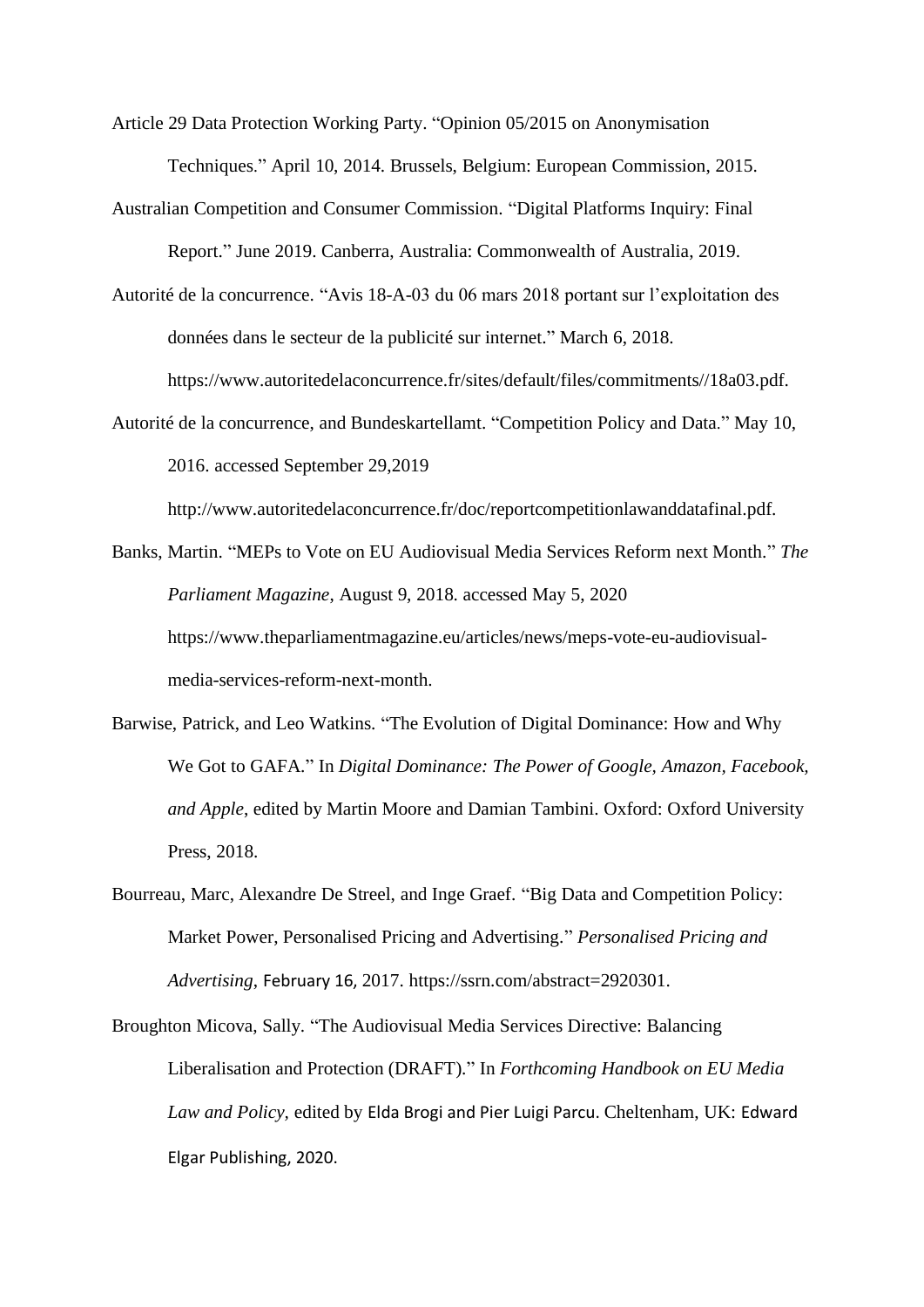Article 29 Data Protection Working Party. "Opinion 05/2015 on Anonymisation Techniques." April 10, 2014. Brussels, Belgium: European Commission, 2015.

Australian Competition and Consumer Commission. "Digital Platforms Inquiry: Final Report." June 2019. Canberra, Australia: Commonwealth of Australia, 2019.

Autorité de la concurrence. "Avis 18-A-03 du 06 mars 2018 portant sur l'exploitation des données dans le secteur de la publicité sur internet." March 6, 2018. https://www.autoritedelaconcurrence.fr/sites/default/files/commitments//18a03.pdf.

Autorité de la concurrence, and Bundeskartellamt. "Competition Policy and Data." May 10, 2016. accessed September 29,2019 http://www.autoritedelaconcurrence.fr/doc/reportcompetitionlawanddatafinal.pdf.

Banks, Martin. "MEPs to Vote on EU Audiovisual Media Services Reform next Month." *The Parliament Magazine*, August 9, 2018. accessed May 5, 2020 https://www.theparliamentmagazine.eu/articles/news/meps-vote-eu-audiovisual-media-services-reform-next-month.

Barwise, Patrick, and Leo Watkins. "The Evolution of Digital Dominance: How and Why We Got to GAFA." In *Digital Dominance: The Power of Google, Amazon, Facebook, and Apple*, edited by Martin Moore and Damian Tambini. Oxford: Oxford University Press, 2018.

Bourreau, Marc, Alexandre De Streel, and Inge Graef. "Big Data and Competition Policy: Market Power, Personalised Pricing and Advertising." *Personalised Pricing and Advertising*, February 16, 2017. https://ssrn.com/abstract=2920301.

Broughton Micova, Sally. "The Audiovisual Media Services Directive: Balancing Liberalisation and Protection (DRAFT)." In *Forthcoming Handbook on EU Media Law and Policy*, edited by Elda Brogi and Pier Luigi Parcu. Cheltenham, UK: Edward Elgar Publishing, 2020.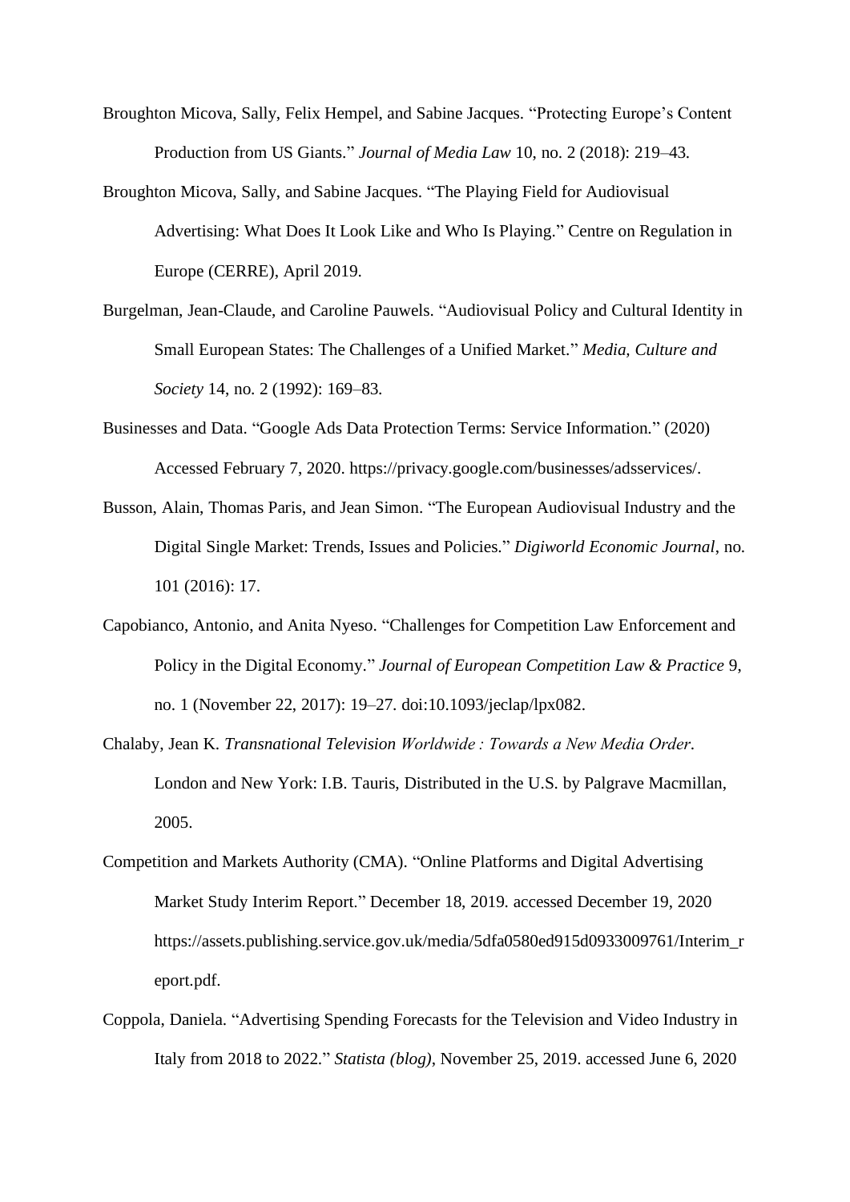Broughton Micova, Sally, Felix Hempel, and Sabine Jacques. "Protecting Europe's Content Production from US Giants." *Journal of Media Law* 10, no. 2 (2018): 219–43.

Broughton Micova, Sally, and Sabine Jacques. "The Playing Field for Audiovisual Advertising: What Does It Look Like and Who Is Playing." Centre on Regulation in Europe (CERRE), April 2019.

Burgelman, Jean-Claude, and Caroline Pauwels. "Audiovisual Policy and Cultural Identity in Small European States: The Challenges of a Unified Market." *Media, Culture and Society* 14, no. 2 (1992): 169–83.

Businesses and Data. "Google Ads Data Protection Terms: Service Information." (2020) Accessed February 7, 2020. https://privacy.google.com/businesses/adsservices/.

Busson, Alain, Thomas Paris, and Jean Simon. "The European Audiovisual Industry and the Digital Single Market: Trends, Issues and Policies." *Digiworld Economic Journal*, no. 101 (2016): 17.

Capobianco, Antonio, and Anita Nyeso. "Challenges for Competition Law Enforcement and Policy in the Digital Economy." *Journal of European Competition Law & Practice* 9, no. 1 (November 22, 2017): 19–27. doi:10.1093/jeclap/lpx082.

Chalaby, Jean K. *Transnational Television Worldwide : Towards a New Media Order*. London and New York: I.B. Tauris, Distributed in the U.S. by Palgrave Macmillan, 2005.

Competition and Markets Authority (CMA). "Online Platforms and Digital Advertising Market Study Interim Report." December 18, 2019. accessed December 19, 2020 https://assets.publishing.service.gov.uk/media/5dfa0580ed915d0933009761/Interim_report.pdf.

Coppola, Daniela. "Advertising Spending Forecasts for the Television and Video Industry in Italy from 2018 to 2022." *Statista (blog)*, November 25, 2019. accessed June 6, 2020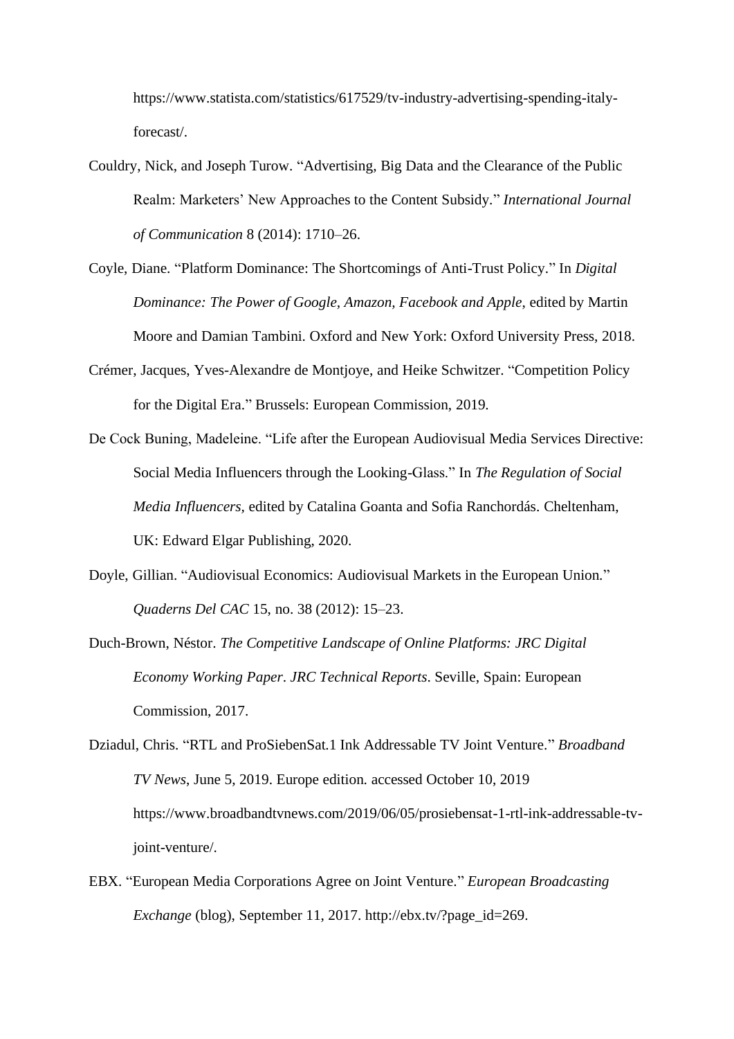https://www.statista.com/statistics/617529/tv-industry-advertising-spending-italy-forecast/.

Couldry, Nick, and Joseph Turow. "Advertising, Big Data and the Clearance of the Public Realm: Marketers' New Approaches to the Content Subsidy." *International Journal of Communication* 8 (2014): 1710–26.

Coyle, Diane. "Platform Dominance: The Shortcomings of Anti-Trust Policy." In *Digital Dominance: The Power of Google, Amazon, Facebook and Apple*, edited by Martin Moore and Damian Tambini. Oxford and New York: Oxford University Press, 2018.

Crémer, Jacques, Yves-Alexandre de Montjoye, and Heike Schwitzer. "Competition Policy for the Digital Era." Brussels: European Commission, 2019.

De Cock Buning, Madeleine. "Life after the European Audiovisual Media Services Directive: Social Media Influencers through the Looking-Glass." In *The Regulation of Social Media Influencers*, edited by Catalina Goanta and Sofia Ranchordás. Cheltenham, UK: Edward Elgar Publishing, 2020.

Doyle, Gillian. "Audiovisual Economics: Audiovisual Markets in the European Union." *Quaderns Del CAC* 15, no. 38 (2012): 15–23.

Duch-Brown, Néstor. *The Competitive Landscape of Online Platforms: JRC Digital Economy Working Paper*. *JRC Technical Reports*. Seville, Spain: European Commission, 2017.

Dziadul, Chris. "RTL and ProSiebenSat.1 Ink Addressable TV Joint Venture." *Broadband TV News*, June 5, 2019. Europe edition. accessed October 10, 2019 https://www.broadbandtvnews.com/2019/06/05/prosiebensat-1-rtl-ink-addressable-tv-joint-venture/.

EBX. "European Media Corporations Agree on Joint Venture." *European Broadcasting Exchange* (blog), September 11, 2017. http://ebx.tv/?page_id=269.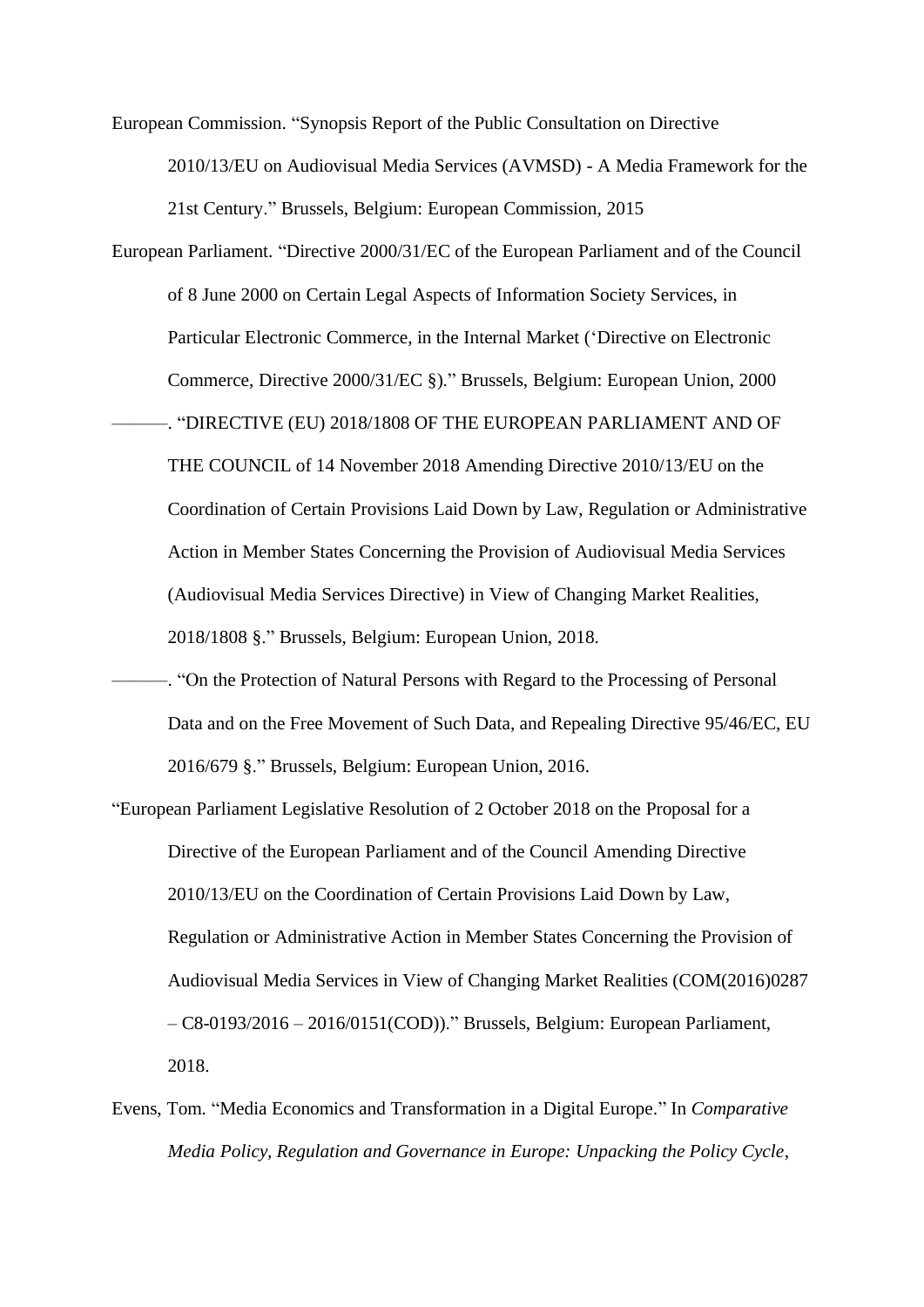European Commission. "Synopsis Report of the Public Consultation on Directive 2010/13/EU on Audiovisual Media Services (AVMSD) - A Media Framework for the 21st Century." Brussels, Belgium: European Commission, 2015

European Parliament. "Directive 2000/31/EC of the European Parliament and of the Council of 8 June 2000 on Certain Legal Aspects of Information Society Services, in Particular Electronic Commerce, in the Internal Market ('Directive on Electronic Commerce, Directive 2000/31/EC §)." Brussels, Belgium: European Union, 2000

———. "DIRECTIVE (EU) 2018/1808 OF THE EUROPEAN PARLIAMENT AND OF THE COUNCIL of 14 November 2018 Amending Directive 2010/13/EU on the Coordination of Certain Provisions Laid Down by Law, Regulation or Administrative Action in Member States Concerning the Provision of Audiovisual Media Services (Audiovisual Media Services Directive) in View of Changing Market Realities, 2018/1808 §." Brussels, Belgium: European Union, 2018.

———. "On the Protection of Natural Persons with Regard to the Processing of Personal Data and on the Free Movement of Such Data, and Repealing Directive 95/46/EC, EU 2016/679 §." Brussels, Belgium: European Union, 2016.

"European Parliament Legislative Resolution of 2 October 2018 on the Proposal for a Directive of the European Parliament and of the Council Amending Directive 2010/13/EU on the Coordination of Certain Provisions Laid Down by Law, Regulation or Administrative Action in Member States Concerning the Provision of Audiovisual Media Services in View of Changing Market Realities (COM(2016)0287 – C8-0193/2016 – 2016/0151(COD))." Brussels, Belgium: European Parliament, 2018.

Evens, Tom. "Media Economics and Transformation in a Digital Europe." In *Comparative Media Policy, Regulation and Governance in Europe: Unpacking the Policy Cycle*,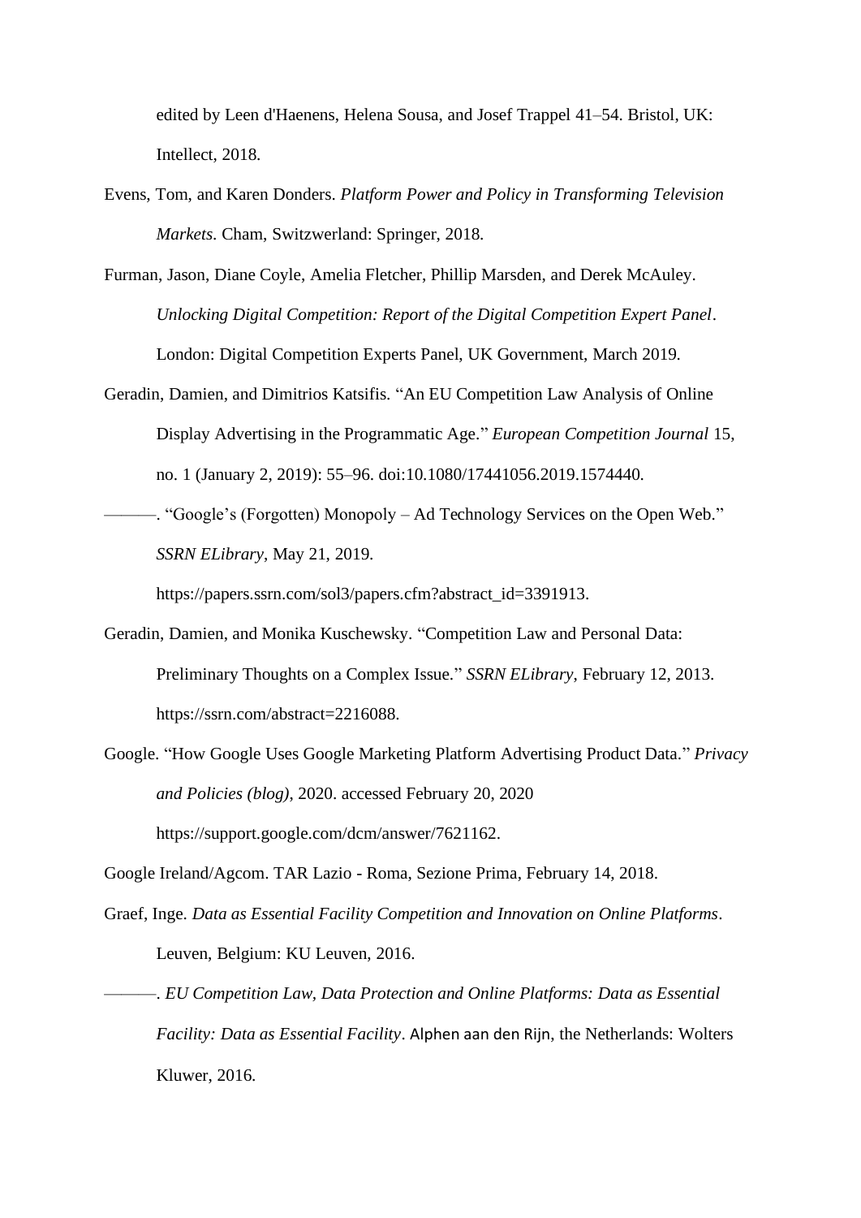edited by Leen d'Haenens, Helena Sousa, and Josef Trappel 41–54. Bristol, UK: Intellect, 2018.

Evens, Tom, and Karen Donders. *Platform Power and Policy in Transforming Television Markets*. Cham, Switzwerland: Springer, 2018.

Furman, Jason, Diane Coyle, Amelia Fletcher, Phillip Marsden, and Derek McAuley. *Unlocking Digital Competition: Report of the Digital Competition Expert Panel*. London: Digital Competition Experts Panel, UK Government, March 2019.

Geradin, Damien, and Dimitrios Katsifis. "An EU Competition Law Analysis of Online Display Advertising in the Programmatic Age." *European Competition Journal* 15, no. 1 (January 2, 2019): 55–96. doi:10.1080/17441056.2019.1574440.

———. "Google's (Forgotten) Monopoly – Ad Technology Services on the Open Web." *SSRN ELibrary*, May 21, 2019. https://papers.ssrn.com/sol3/papers.cfm?abstract_id=3391913.

Geradin, Damien, and Monika Kuschewsky. "Competition Law and Personal Data: Preliminary Thoughts on a Complex Issue." *SSRN ELibrary*, February 12, 2013. https://ssrn.com/abstract=2216088.

Google. "How Google Uses Google Marketing Platform Advertising Product Data." *Privacy and Policies (blog)*, 2020. accessed February 20, 2020 https://support.google.com/dcm/answer/7621162.

Google Ireland/Agcom. TAR Lazio - Roma, Sezione Prima, February 14, 2018.

Graef, Inge. *Data as Essential Facility Competition and Innovation on Online Platforms*. Leuven, Belgium: KU Leuven, 2016.

———. *EU Competition Law, Data Protection and Online Platforms: Data as Essential Facility: Data as Essential Facility*. Alphen aan den Rijn, the Netherlands: Wolters Kluwer, 2016.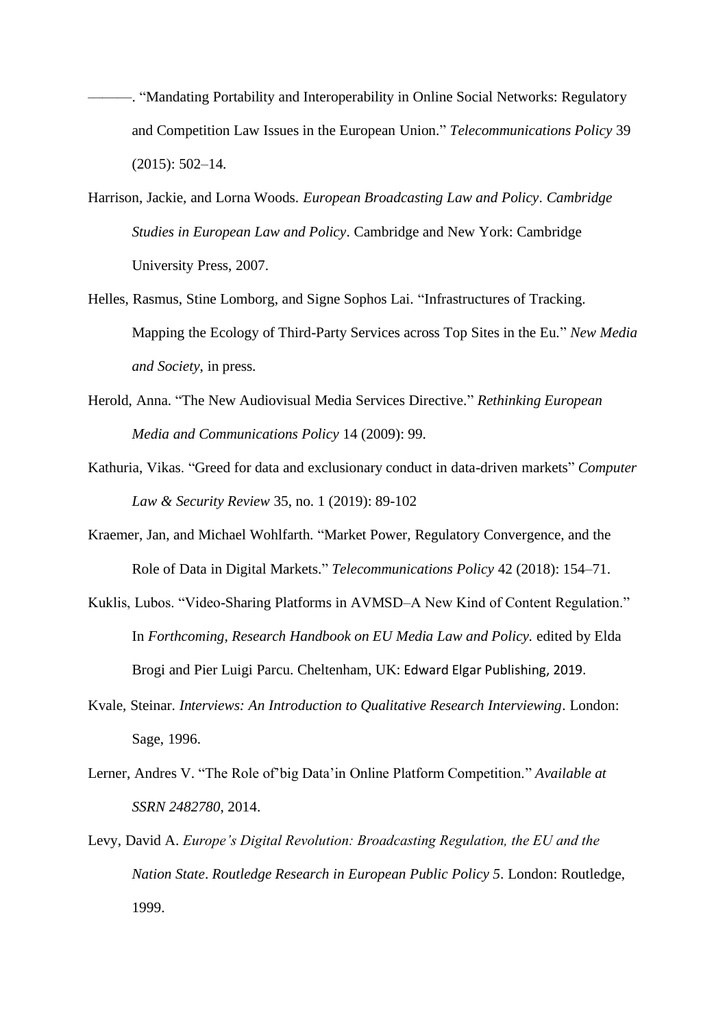———. “Mandating Portability and Interoperability in Online Social Networks: Regulatory and Competition Law Issues in the European Union.” *Telecommunications Policy* 39 (2015): 502–14.

Harrison, Jackie, and Lorna Woods. *European Broadcasting Law and Policy*. *Cambridge Studies in European Law and Policy*. Cambridge and New York: Cambridge University Press, 2007.

Helles, Rasmus, Stine Lomborg, and Signe Sophos Lai. “Infrastructures of Tracking. Mapping the Ecology of Third-Party Services across Top Sites in the Eu.” *New Media and Society*, in press.

Herold, Anna. “The New Audiovisual Media Services Directive.” *Rethinking European Media and Communications Policy* 14 (2009): 99.

Kathuria, Vikas. “Greed for data and exclusionary conduct in data-driven markets” *Computer Law & Security Review* 35, no. 1 (2019): 89-102

Kraemer, Jan, and Michael Wohlfarth. “Market Power, Regulatory Convergence, and the Role of Data in Digital Markets.” *Telecommunications Policy* 42 (2018): 154–71.

Kuklis, Lubos. “Video-Sharing Platforms in AVMSD–A New Kind of Content Regulation.” In *Forthcoming, Research Handbook on EU Media Law and Policy.* edited by Elda Brogi and Pier Luigi Parcu. Cheltenham, UK: Edward Elgar Publishing, 2019.

Kvale, Steinar. *Interviews: An Introduction to Qualitative Research Interviewing*. London: Sage, 1996.

Lerner, Andres V. “The Role of’big Data’in Online Platform Competition.” *Available at SSRN 2482780*, 2014.

Levy, David A. *Europe’s Digital Revolution: Broadcasting Regulation, the EU and the Nation State*. *Routledge Research in European Public Policy 5*. London: Routledge, 1999.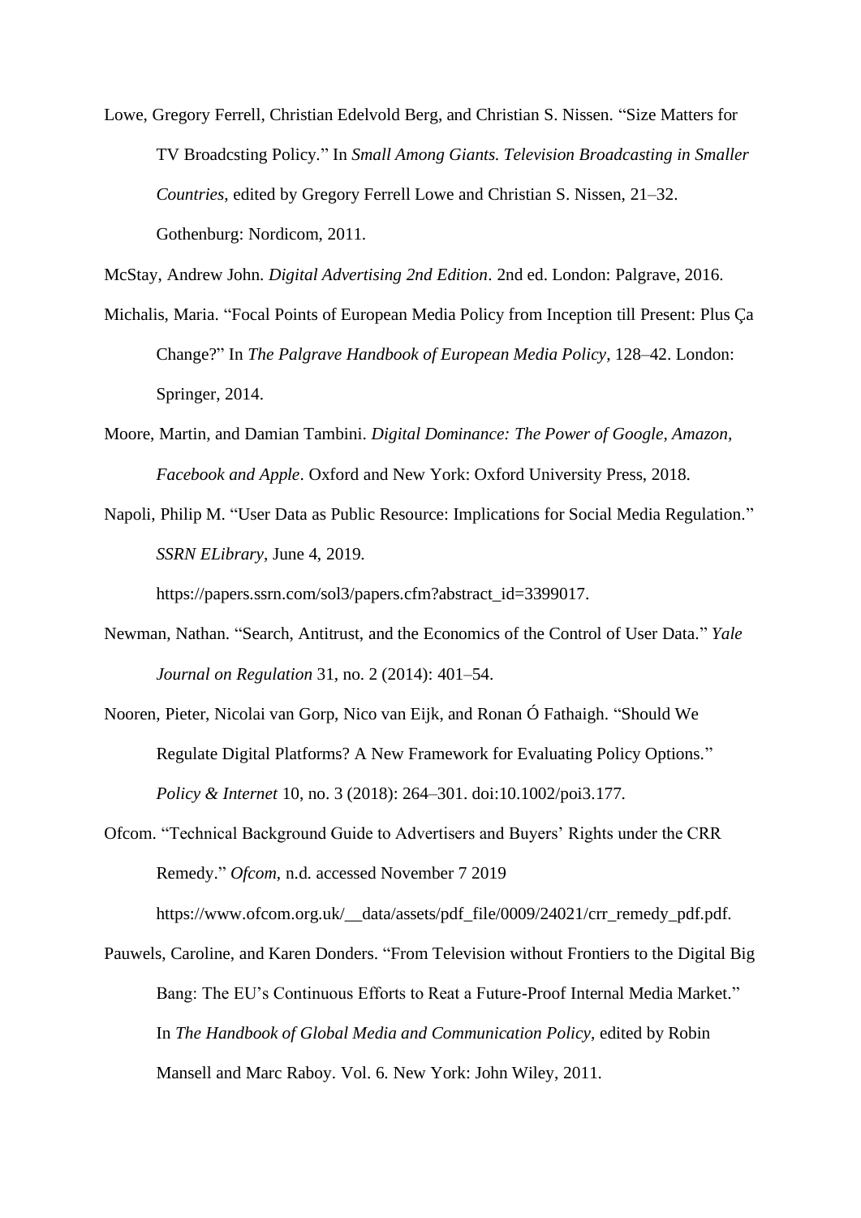Lowe, Gregory Ferrell, Christian Edelvold Berg, and Christian S. Nissen. "Size Matters for TV Broadcsting Policy." In *Small Among Giants. Television Broadcasting in Smaller Countries*, edited by Gregory Ferrell Lowe and Christian S. Nissen, 21–32. Gothenburg: Nordicom, 2011.

McStay, Andrew John. *Digital Advertising 2nd Edition*. 2nd ed. London: Palgrave, 2016.

Michalis, Maria. "Focal Points of European Media Policy from Inception till Present: Plus Ça Change?" In *The Palgrave Handbook of European Media Policy*, 128–42. London: Springer, 2014.

Moore, Martin, and Damian Tambini. *Digital Dominance: The Power of Google, Amazon, Facebook and Apple*. Oxford and New York: Oxford University Press, 2018.

Napoli, Philip M. "User Data as Public Resource: Implications for Social Media Regulation." *SSRN ELibrary*, June 4, 2019. https://papers.ssrn.com/sol3/papers.cfm?abstract_id=3399017.

Newman, Nathan. "Search, Antitrust, and the Economics of the Control of User Data." *Yale Journal on Regulation* 31, no. 2 (2014): 401–54.

Nooren, Pieter, Nicolai van Gorp, Nico van Eijk, and Ronan Ó Fathaigh. "Should We Regulate Digital Platforms? A New Framework for Evaluating Policy Options." *Policy & Internet* 10, no. 3 (2018): 264–301. doi:10.1002/poi3.177.

Ofcom. "Technical Background Guide to Advertisers and Buyers' Rights under the CRR Remedy." *Ofcom*, n.d. accessed November 7 2019 https://www.ofcom.org.uk/__data/assets/pdf_file/0009/24021/crr_remedy_pdf.pdf.

Pauwels, Caroline, and Karen Donders. "From Television without Frontiers to the Digital Big Bang: The EU's Continuous Efforts to Reat a Future-Proof Internal Media Market." In *The Handbook of Global Media and Communication Policy*, edited by Robin Mansell and Marc Raboy. Vol. 6. New York: John Wiley, 2011.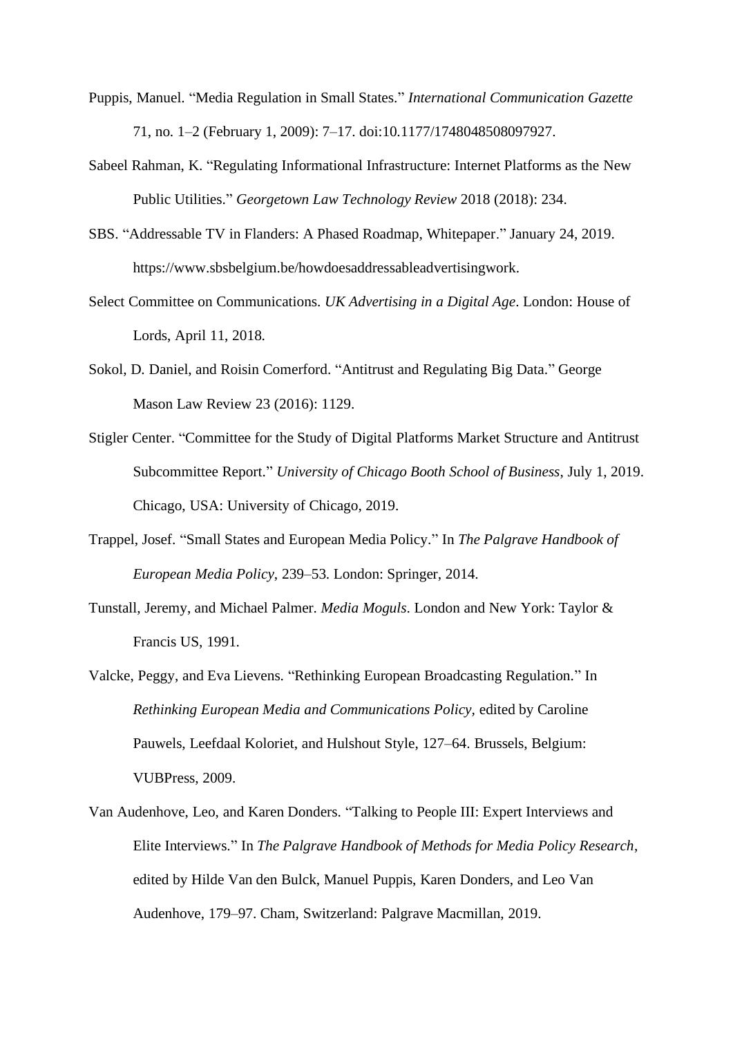Puppis, Manuel. “Media Regulation in Small States.” *International Communication Gazette* 71, no. 1–2 (February 1, 2009): 7–17. doi:10.1177/1748048508097927.

Sabeel Rahman, K. “Regulating Informational Infrastructure: Internet Platforms as the New Public Utilities.” *Georgetown Law Technology Review* 2018 (2018): 234.

SBS. “Addressable TV in Flanders: A Phased Roadmap, Whitepaper.” January 24, 2019. https://www.sbsbelgium.be/howdoesaddressableadvertisingwork.

Select Committee on Communications. *UK Advertising in a Digital Age*. London: House of Lords, April 11, 2018.

Sokol, D. Daniel, and Roisin Comerford. “Antitrust and Regulating Big Data.” George Mason Law Review 23 (2016): 1129.

Stigler Center. “Committee for the Study of Digital Platforms Market Structure and Antitrust Subcommittee Report.” *University of Chicago Booth School of Business*, July 1, 2019. Chicago, USA: University of Chicago, 2019.

Trappel, Josef. “Small States and European Media Policy.” In *The Palgrave Handbook of European Media Policy*, 239–53. London: Springer, 2014.

Tunstall, Jeremy, and Michael Palmer. *Media Moguls*. London and New York: Taylor & Francis US, 1991.

Valcke, Peggy, and Eva Lievens. “Rethinking European Broadcasting Regulation.” In *Rethinking European Media and Communications Policy*, edited by Caroline Pauwels, Leefdaal Koloriet, and Hulshout Style, 127–64. Brussels, Belgium: VUBPress, 2009.

Van Audenhove, Leo, and Karen Donders. “Talking to People III: Expert Interviews and Elite Interviews.” In *The Palgrave Handbook of Methods for Media Policy Research*, edited by Hilde Van den Bulck, Manuel Puppis, Karen Donders, and Leo Van Audenhove, 179–97. Cham, Switzerland: Palgrave Macmillan, 2019.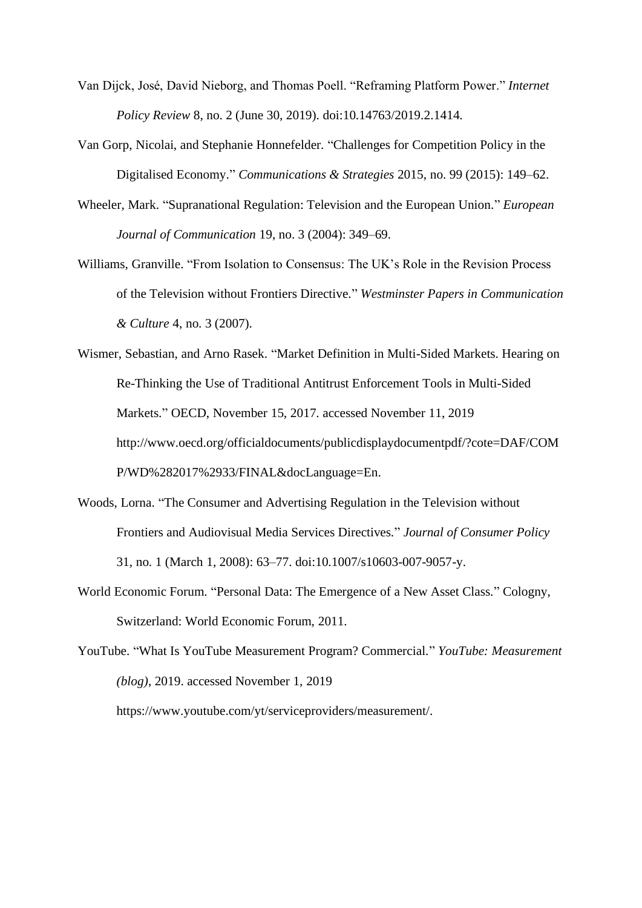Van Dijck, José, David Nieborg, and Thomas Poell. “Reframing Platform Power.” *Internet Policy Review* 8, no. 2 (June 30, 2019). doi:10.14763/2019.2.1414.

Van Gorp, Nicolai, and Stephanie Honnefelder. “Challenges for Competition Policy in the Digitalised Economy.” *Communications & Strategies* 2015, no. 99 (2015): 149–62.

Wheeler, Mark. “Supranational Regulation: Television and the European Union.” *European Journal of Communication* 19, no. 3 (2004): 349–69.

Williams, Granville. “From Isolation to Consensus: The UK’s Role in the Revision Process of the Television without Frontiers Directive.” *Westminster Papers in Communication & Culture* 4, no. 3 (2007).

Wismer, Sebastian, and Arno Rasek. “Market Definition in Multi-Sided Markets. Hearing on Re-Thinking the Use of Traditional Antitrust Enforcement Tools in Multi-Sided Markets.” OECD, November 15, 2017. accessed November 11, 2019 http://www.oecd.org/officialdocuments/publicdisplaydocumentpdf/?cote=DAF/COMP/WD%282017%2933/FINAL&docLanguage=En.

Woods, Lorna. “The Consumer and Advertising Regulation in the Television without Frontiers and Audiovisual Media Services Directives.” *Journal of Consumer Policy* 31, no. 1 (March 1, 2008): 63–77. doi:10.1007/s10603-007-9057-y.

World Economic Forum. “Personal Data: The Emergence of a New Asset Class.” Cologny, Switzerland: World Economic Forum, 2011.

YouTube. “What Is YouTube Measurement Program? Commercial.” *YouTube: Measurement (blog)*, 2019. accessed November 1, 2019 https://www.youtube.com/yt/serviceproviders/measurement/.